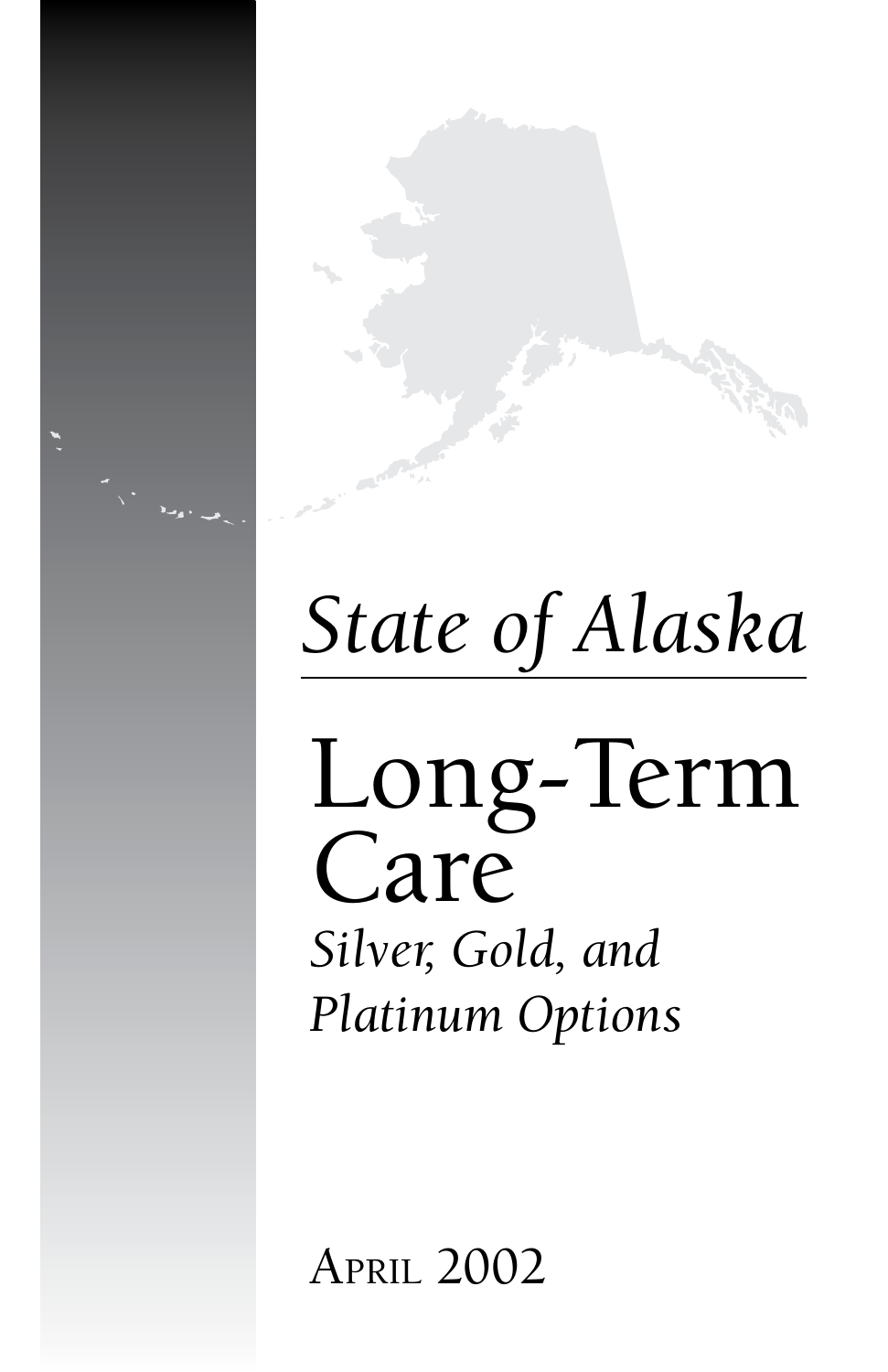# *State of Alaska*

# Long-Term Care

*Silver, Gold, and Platinum Options*

April 2002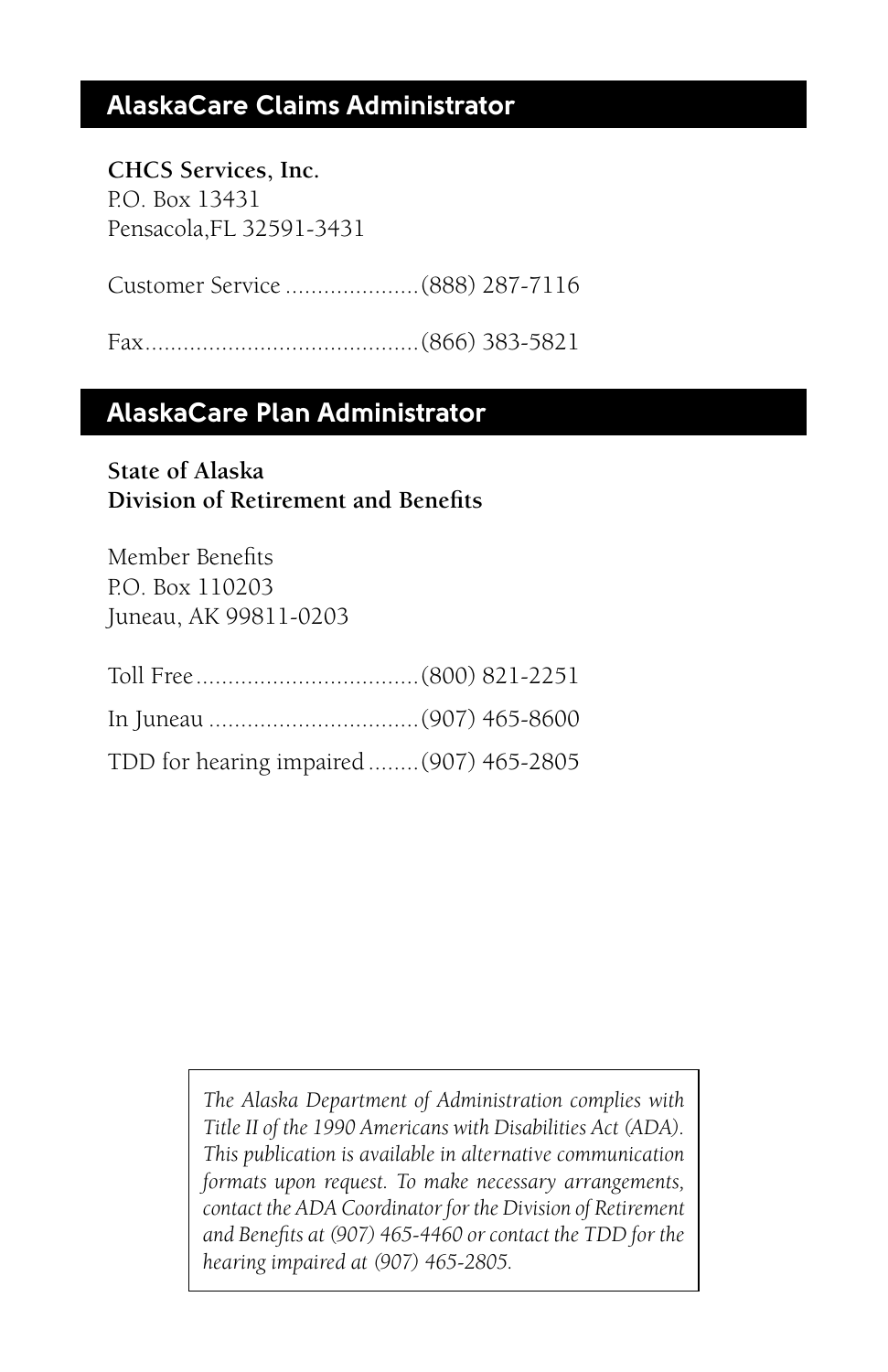## AlaskaCare Claims Administrator

**CHCS Services, Inc.**
P.O. Box 13431
Pensacola,FL 32591-3431

Customer Service .....................(888) 287-7116

Fax...........................................(866) 383-5821

## AlaskaCare Plan Administrator

**State of Alaska**
**Division of Retirement and Benefits**

Member Benefits
P.O. Box 110203
Juneau, AK 99811-0203

Toll Free...................................(800) 821-2251

In Juneau .................................(907) 465-8600

TDD for hearing impaired........(907) 465-2805

*The Alaska Department of Administration complies with Title II of the 1990 Americans with Disabilities Act (ADA). This publication is available in alternative communication formats upon request. To make necessary arrangements, contact the ADA Coordinator for the Division of Retirement and Benefits at (907) 465-4460 or contact the TDD for the hearing impaired at (907) 465-2805.*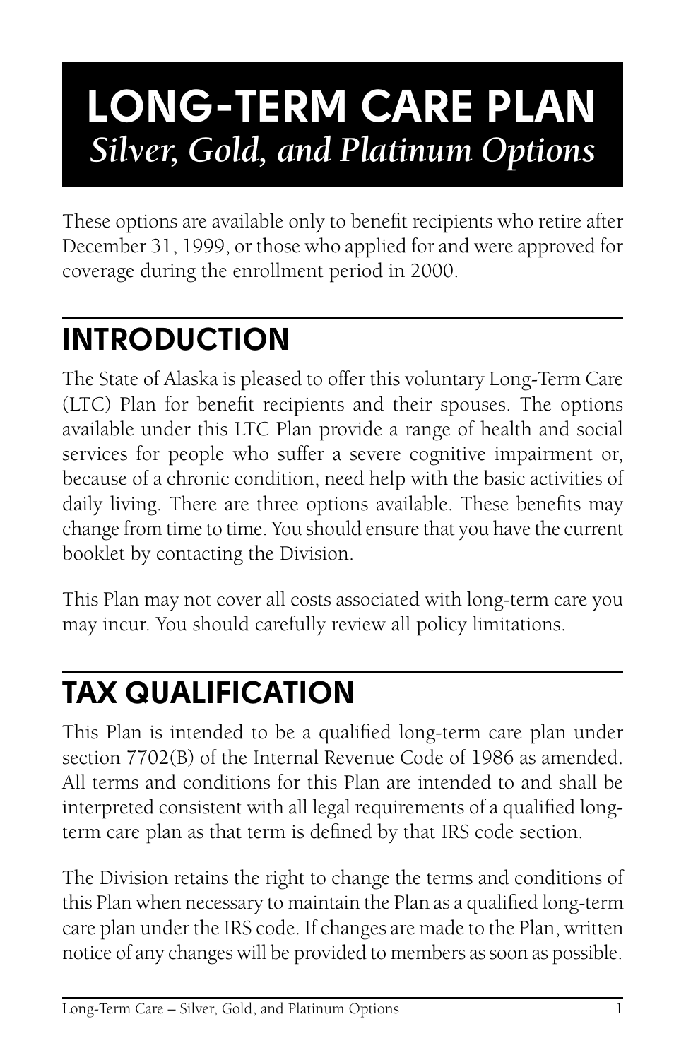# LONG-TERM CARE PLAN
## *Silver, Gold, and Platinum Options*

These options are available only to benefit recipients who retire after December 31, 1999, or those who applied for and were approved for coverage during the enrollment period in 2000.

## INTRODUCTION

The State of Alaska is pleased to offer this voluntary Long-Term Care (LTC) Plan for benefit recipients and their spouses. The options available under this LTC Plan provide a range of health and social services for people who suffer a severe cognitive impairment or, because of a chronic condition, need help with the basic activities of daily living. There are three options available. These benefits may change from time to time. You should ensure that you have the current booklet by contacting the Division.

This Plan may not cover all costs associated with long-term care you may incur. You should carefully review all policy limitations.

## TAX QUALIFICATION

This Plan is intended to be a qualified long-term care plan under section 7702(B) of the Internal Revenue Code of 1986 as amended. All terms and conditions for this Plan are intended to and shall be interpreted consistent with all legal requirements of a qualified long-term care plan as that term is defined by that IRS code section.

The Division retains the right to change the terms and conditions of this Plan when necessary to maintain the Plan as a qualified long-term care plan under the IRS code. If changes are made to the Plan, written notice of any changes will be provided to members as soon as possible.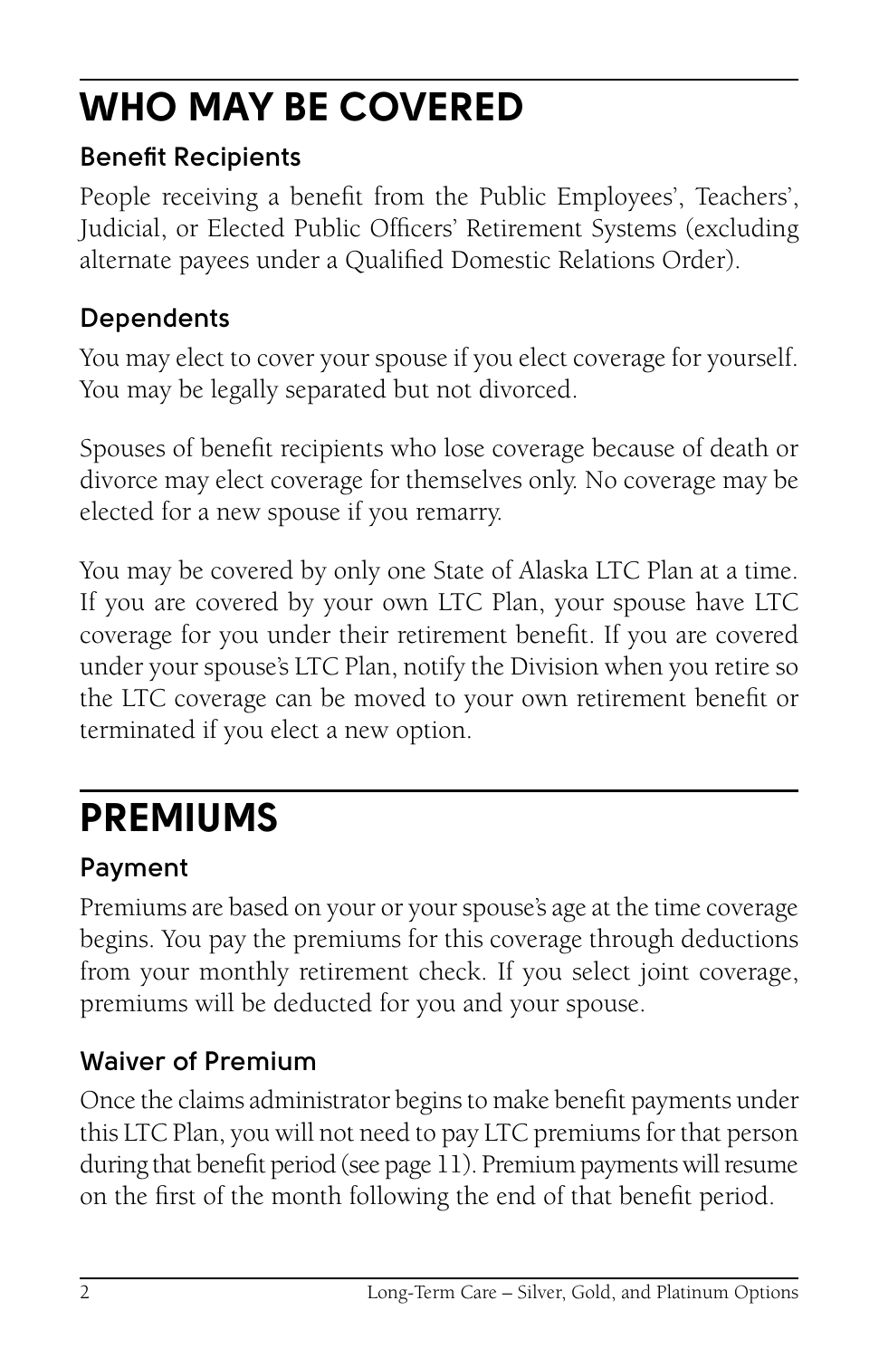# WHO MAY BE COVERED

## Benefit Recipients

People receiving a benefit from the Public Employees', Teachers', Judicial, or Elected Public Officers' Retirement Systems (excluding alternate payees under a Qualified Domestic Relations Order).

## Dependents

You may elect to cover your spouse if you elect coverage for yourself. You may be legally separated but not divorced.

Spouses of benefit recipients who lose coverage because of death or divorce may elect coverage for themselves only. No coverage may be elected for a new spouse if you remarry.

You may be covered by only one State of Alaska LTC Plan at a time. If you are covered by your own LTC Plan, your spouse have LTC coverage for you under their retirement benefit. If you are covered under your spouse's LTC Plan, notify the Division when you retire so the LTC coverage can be moved to your own retirement benefit or terminated if you elect a new option.

# PREMIUMS

## Payment

Premiums are based on your or your spouse's age at the time coverage begins. You pay the premiums for this coverage through deductions from your monthly retirement check. If you select joint coverage, premiums will be deducted for you and your spouse.

## Waiver of Premium

Once the claims administrator begins to make benefit payments under this LTC Plan, you will not need to pay LTC premiums for that person during that benefit period (see page 11). Premium payments will resume on the first of the month following the end of that benefit period.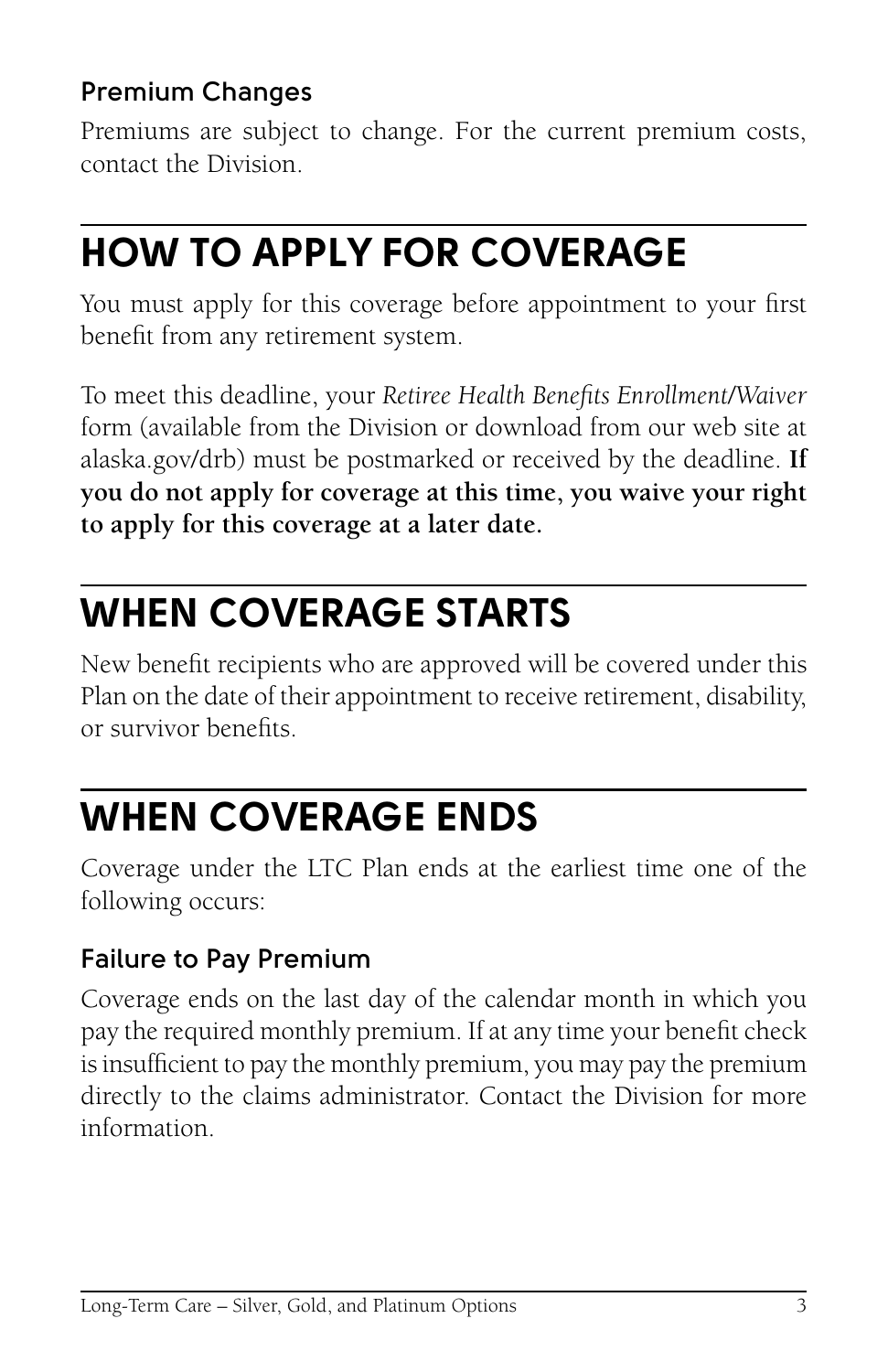### Premium Changes

Premiums are subject to change. For the current premium costs, contact the Division.

## HOW TO APPLY FOR COVERAGE

You must apply for this coverage before appointment to your first benefit from any retirement system.

To meet this deadline, your *Retiree Health Benefits Enrollment/Waiver* form (available from the Division or download from our web site at alaska.gov/drb) must be postmarked or received by the deadline. **If you do not apply for coverage at this time, you waive your right to apply for this coverage at a later date.**

## WHEN COVERAGE STARTS

New benefit recipients who are approved will be covered under this Plan on the date of their appointment to receive retirement, disability, or survivor benefits.

## WHEN COVERAGE ENDS

Coverage under the LTC Plan ends at the earliest time one of the following occurs:

### Failure to Pay Premium

Coverage ends on the last day of the calendar month in which you pay the required monthly premium. If at any time your benefit check is insufficient to pay the monthly premium, you may pay the premium directly to the claims administrator. Contact the Division for more information.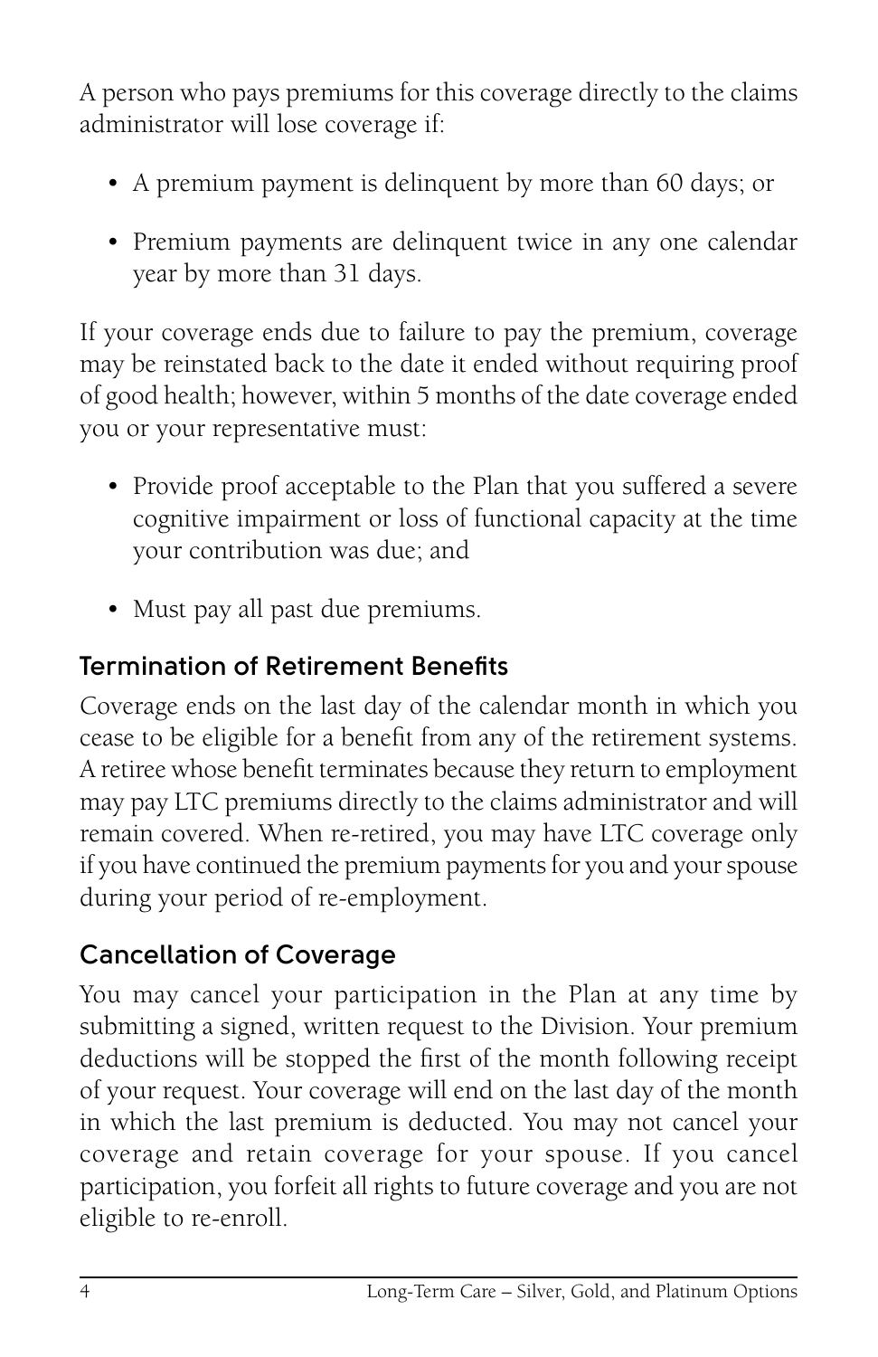A person who pays premiums for this coverage directly to the claims administrator will lose coverage if:

- A premium payment is delinquent by more than 60 days; or
- Premium payments are delinquent twice in any one calendar year by more than 31 days.

If your coverage ends due to failure to pay the premium, coverage may be reinstated back to the date it ended without requiring proof of good health; however, within 5 months of the date coverage ended you or your representative must:

- Provide proof acceptable to the Plan that you suffered a severe cognitive impairment or loss of functional capacity at the time your contribution was due; and
- Must pay all past due premiums.

## Termination of Retirement Benefits

Coverage ends on the last day of the calendar month in which you cease to be eligible for a benefit from any of the retirement systems. A retiree whose benefit terminates because they return to employment may pay LTC premiums directly to the claims administrator and will remain covered. When re-retired, you may have LTC coverage only if you have continued the premium payments for you and your spouse during your period of re-employment.

## Cancellation of Coverage

You may cancel your participation in the Plan at any time by submitting a signed, written request to the Division. Your premium deductions will be stopped the first of the month following receipt of your request. Your coverage will end on the last day of the month in which the last premium is deducted. You may not cancel your coverage and retain coverage for your spouse. If you cancel participation, you forfeit all rights to future coverage and you are not eligible to re-enroll.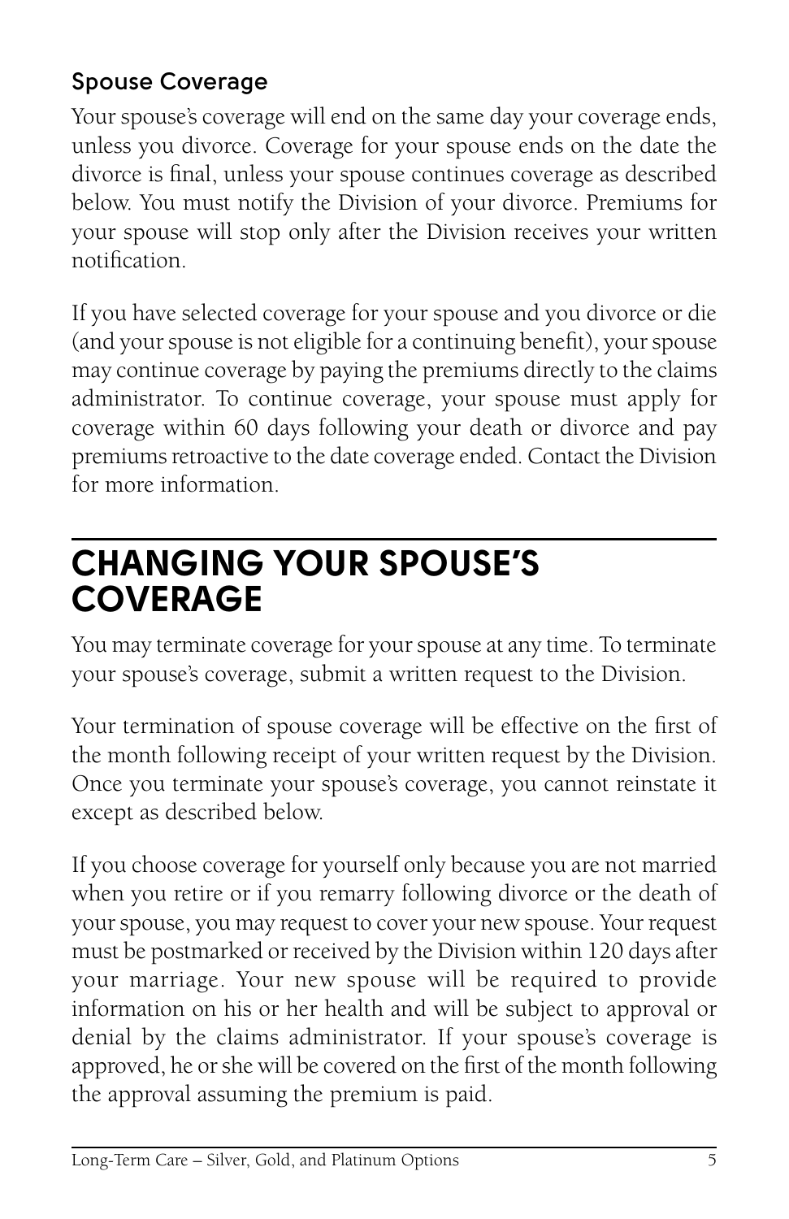### Spouse Coverage

Your spouse's coverage will end on the same day your coverage ends, unless you divorce. Coverage for your spouse ends on the date the divorce is final, unless your spouse continues coverage as described below. You must notify the Division of your divorce. Premiums for your spouse will stop only after the Division receives your written notification.

If you have selected coverage for your spouse and you divorce or die (and your spouse is not eligible for a continuing benefit), your spouse may continue coverage by paying the premiums directly to the claims administrator. To continue coverage, your spouse must apply for coverage within 60 days following your death or divorce and pay premiums retroactive to the date coverage ended. Contact the Division for more information.

## CHANGING YOUR SPOUSE'S COVERAGE

You may terminate coverage for your spouse at any time. To terminate your spouse's coverage, submit a written request to the Division.

Your termination of spouse coverage will be effective on the first of the month following receipt of your written request by the Division. Once you terminate your spouse's coverage, you cannot reinstate it except as described below.

If you choose coverage for yourself only because you are not married when you retire or if you remarry following divorce or the death of your spouse, you may request to cover your new spouse. Your request must be postmarked or received by the Division within 120 days after your marriage. Your new spouse will be required to provide information on his or her health and will be subject to approval or denial by the claims administrator. If your spouse's coverage is approved, he or she will be covered on the first of the month following the approval assuming the premium is paid.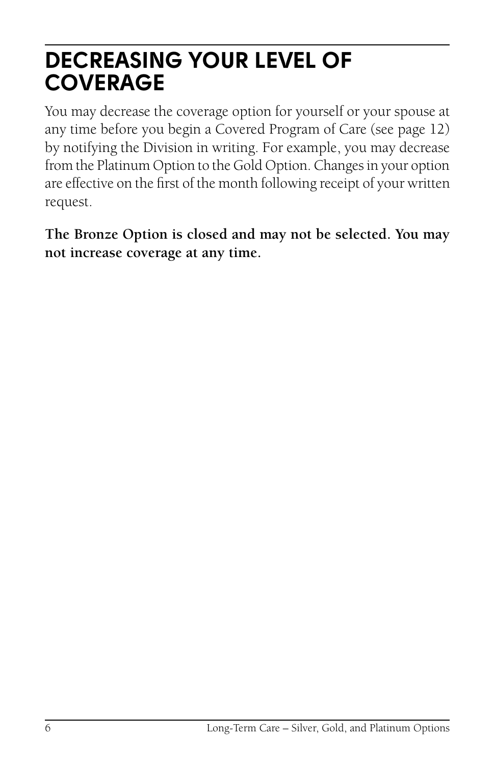# DECREASING YOUR LEVEL OF COVERAGE

You may decrease the coverage option for yourself or your spouse at any time before you begin a Covered Program of Care (see page 12) by notifying the Division in writing. For example, you may decrease from the Platinum Option to the Gold Option. Changes in your option are effective on the first of the month following receipt of your written request.

**The Bronze Option is closed and may not be selected. You may not increase coverage at any time.**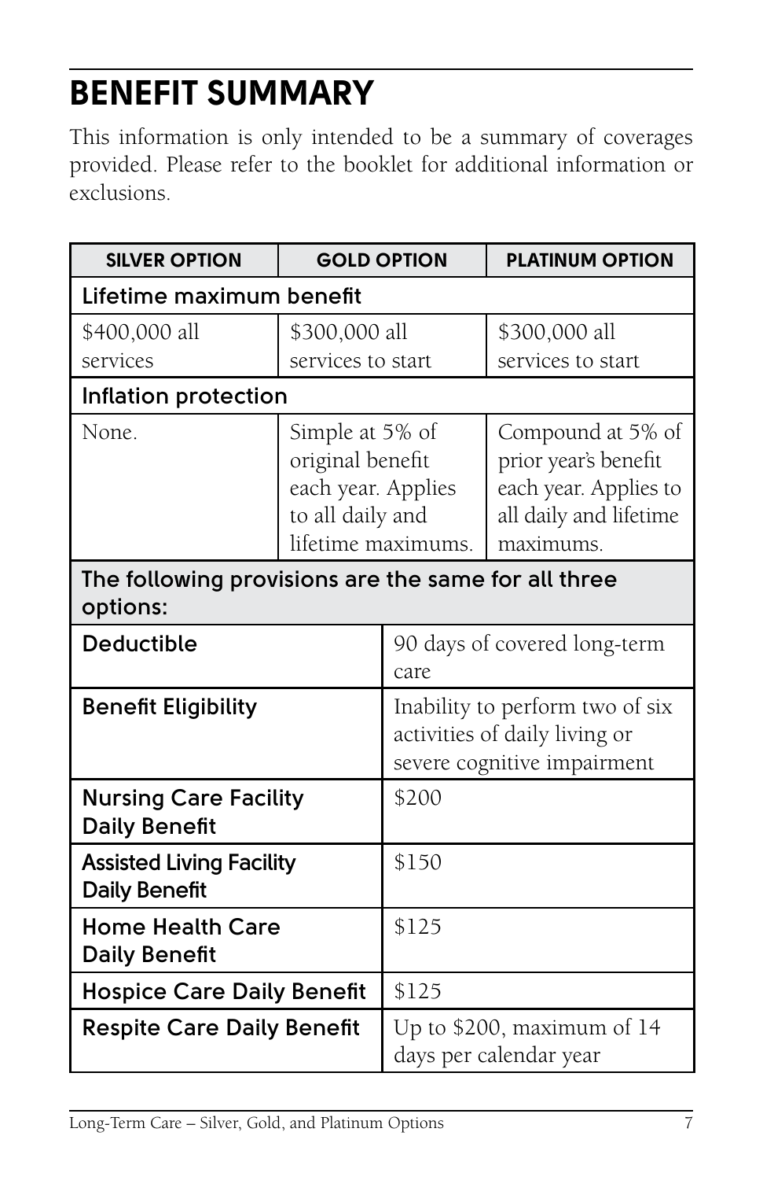# BENEFIT SUMMARY

This information is only intended to be a summary of coverages provided. Please refer to the booklet for additional information or exclusions.

| SILVER OPTION | GOLD OPTION | PLATINUM OPTION |
|---|---|---|
| **Lifetime maximum benefit** | | |
| $400,000 all services | $300,000 all services to start | $300,000 all services to start |
| **Inflation protection** | | |
| None. | Simple at 5% of original benefit each year. Applies to all daily and lifetime maximums. | Compound at 5% of prior year's benefit each year. Applies to all daily and lifetime maximums. |

| The following provisions are the same for all three options: | |
|---|---|
| **Deductible** | 90 days of covered long-term care |
| **Benefit Eligibility** | Inability to perform two of six activities of daily living or severe cognitive impairment |
| **Nursing Care Facility Daily Benefit** | $200 |
| **Assisted Living Facility Daily Benefit** | $150 |
| **Home Health Care Daily Benefit** | $125 |
| **Hospice Care Daily Benefit** | $125 |
| **Respite Care Daily Benefit** | Up to $200, maximum of 14 days per calendar year |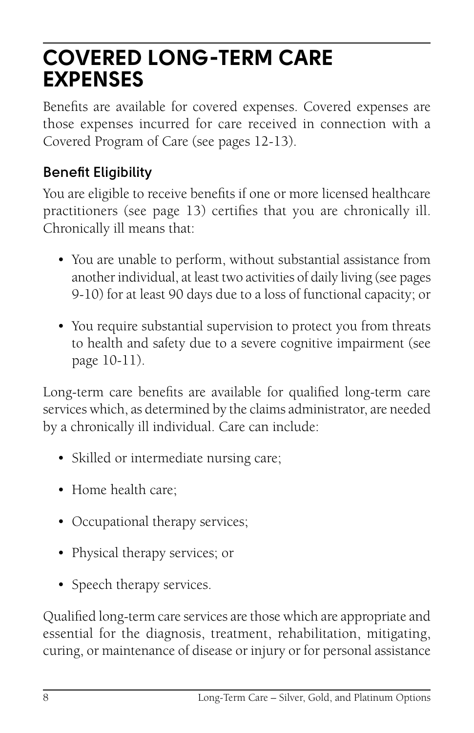# COVERED LONG-TERM CARE EXPENSES

Benefits are available for covered expenses. Covered expenses are those expenses incurred for care received in connection with a Covered Program of Care (see pages 12-13).

### Benefit Eligibility

You are eligible to receive benefits if one or more licensed healthcare practitioners (see page 13) certifies that you are chronically ill. Chronically ill means that:

- You are unable to perform, without substantial assistance from another individual, at least two activities of daily living (see pages 9-10) for at least 90 days due to a loss of functional capacity; or
- You require substantial supervision to protect you from threats to health and safety due to a severe cognitive impairment (see page 10-11).

Long-term care benefits are available for qualified long-term care services which, as determined by the claims administrator, are needed by a chronically ill individual. Care can include:

- Skilled or intermediate nursing care;
- Home health care;
- Occupational therapy services;
- Physical therapy services; or
- Speech therapy services.

Qualified long-term care services are those which are appropriate and essential for the diagnosis, treatment, rehabilitation, mitigating, curing, or maintenance of disease or injury or for personal assistance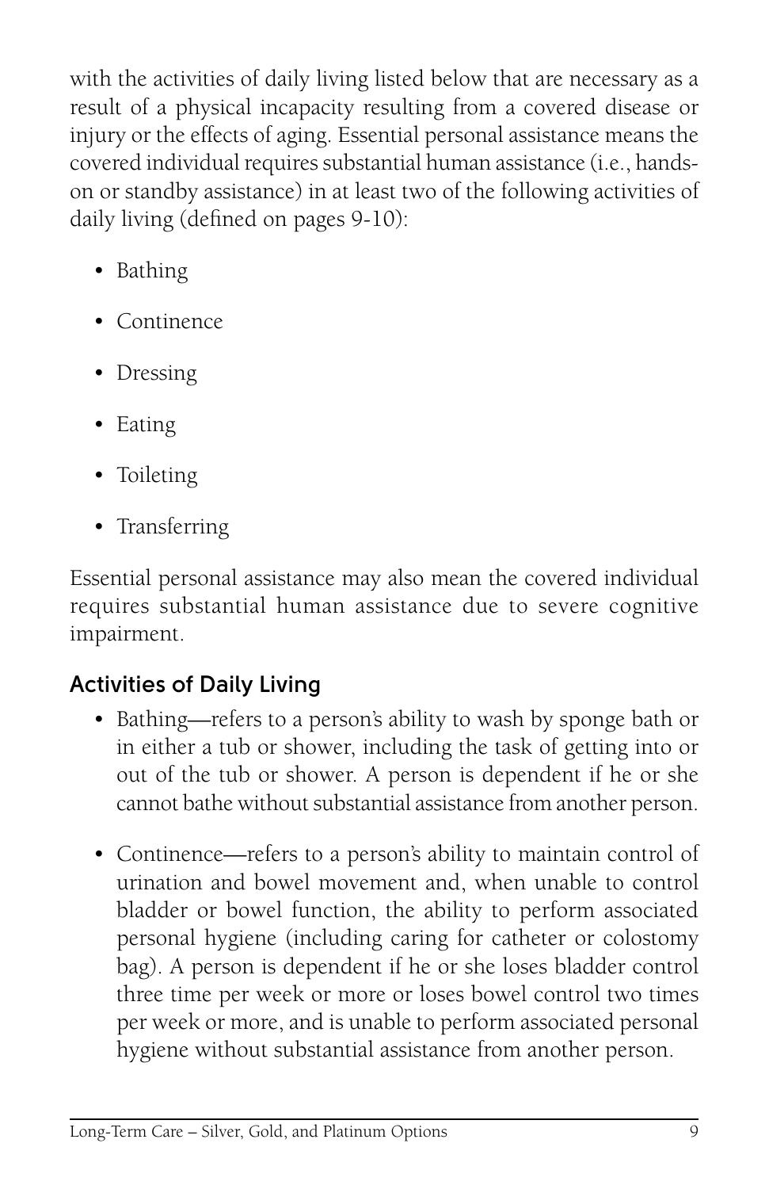with the activities of daily living listed below that are necessary as a result of a physical incapacity resulting from a covered disease or injury or the effects of aging. Essential personal assistance means the covered individual requires substantial human assistance (i.e., hands-on or standby assistance) in at least two of the following activities of daily living (defined on pages 9-10):

- Bathing
- Continence
- Dressing
- Eating
- Toileting
- Transferring

Essential personal assistance may also mean the covered individual requires substantial human assistance due to severe cognitive impairment.

## Activities of Daily Living

- Bathing—refers to a person's ability to wash by sponge bath or in either a tub or shower, including the task of getting into or out of the tub or shower. A person is dependent if he or she cannot bathe without substantial assistance from another person.
- Continence—refers to a person's ability to maintain control of urination and bowel movement and, when unable to control bladder or bowel function, the ability to perform associated personal hygiene (including caring for catheter or colostomy bag). A person is dependent if he or she loses bladder control three time per week or more or loses bowel control two times per week or more, and is unable to perform associated personal hygiene without substantial assistance from another person.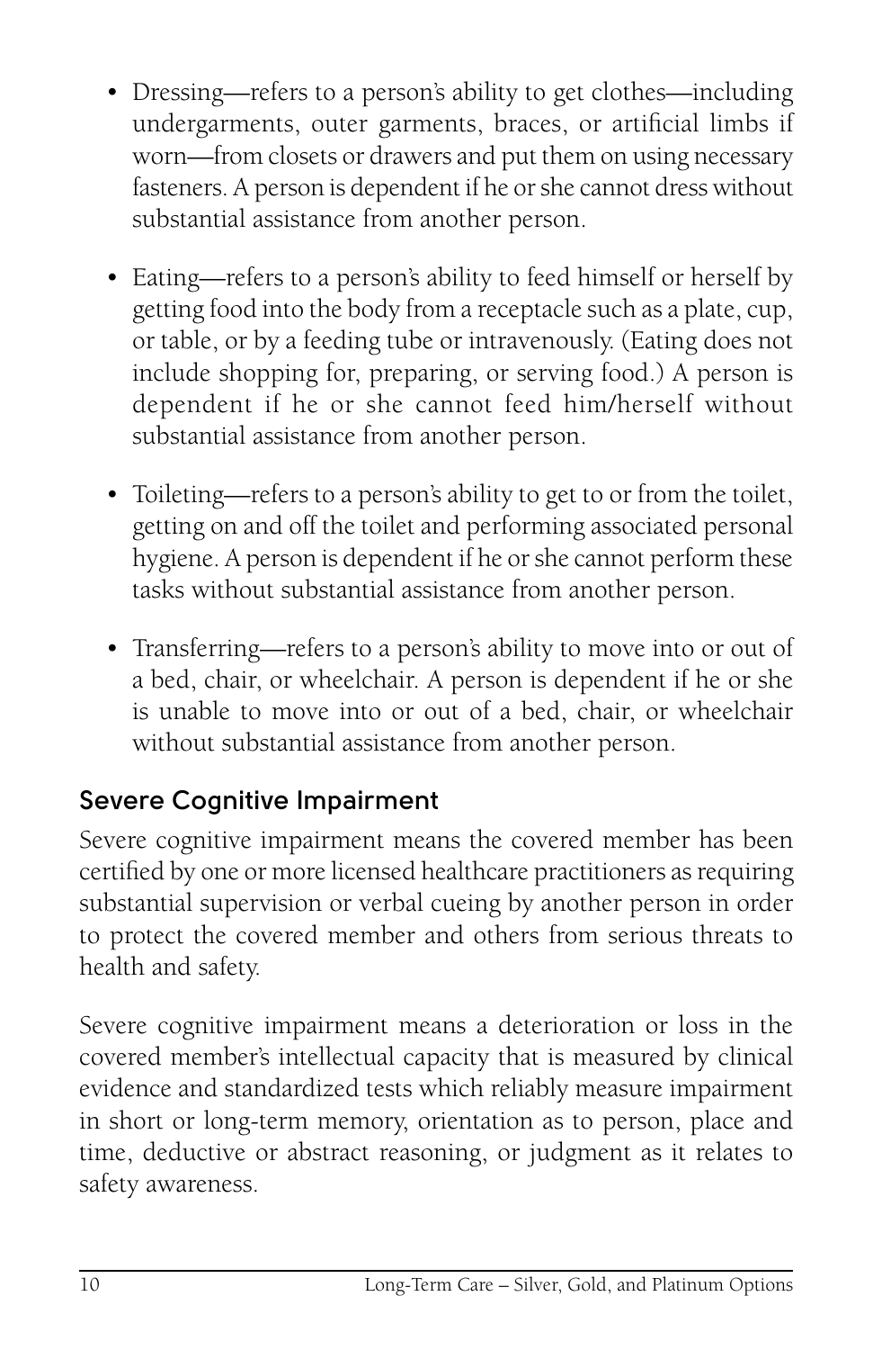- Dressing—refers to a person's ability to get clothes—including undergarments, outer garments, braces, or artificial limbs if worn—from closets or drawers and put them on using necessary fasteners. A person is dependent if he or she cannot dress without substantial assistance from another person.

- Eating—refers to a person's ability to feed himself or herself by getting food into the body from a receptacle such as a plate, cup, or table, or by a feeding tube or intravenously. (Eating does not include shopping for, preparing, or serving food.) A person is dependent if he or she cannot feed him/herself without substantial assistance from another person.

- Toileting—refers to a person's ability to get to or from the toilet, getting on and off the toilet and performing associated personal hygiene. A person is dependent if he or she cannot perform these tasks without substantial assistance from another person.

- Transferring—refers to a person's ability to move into or out of a bed, chair, or wheelchair. A person is dependent if he or she is unable to move into or out of a bed, chair, or wheelchair without substantial assistance from another person.

## Severe Cognitive Impairment

Severe cognitive impairment means the covered member has been certified by one or more licensed healthcare practitioners as requiring substantial supervision or verbal cueing by another person in order to protect the covered member and others from serious threats to health and safety.

Severe cognitive impairment means a deterioration or loss in the covered member's intellectual capacity that is measured by clinical evidence and standardized tests which reliably measure impairment in short or long-term memory, orientation as to person, place and time, deductive or abstract reasoning, or judgment as it relates to safety awareness.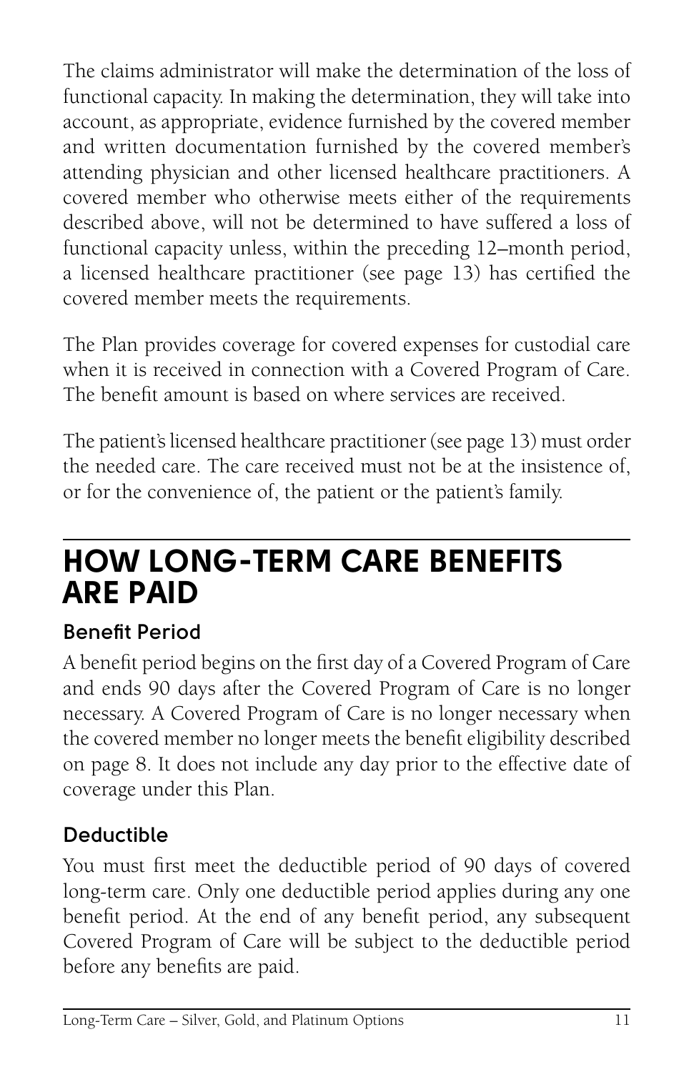The claims administrator will make the determination of the loss of functional capacity. In making the determination, they will take into account, as appropriate, evidence furnished by the covered member and written documentation furnished by the covered member's attending physician and other licensed healthcare practitioners. A covered member who otherwise meets either of the requirements described above, will not be determined to have suffered a loss of functional capacity unless, within the preceding 12–month period, a licensed healthcare practitioner (see page 13) has certified the covered member meets the requirements.

The Plan provides coverage for covered expenses for custodial care when it is received in connection with a Covered Program of Care. The benefit amount is based on where services are received.

The patient's licensed healthcare practitioner (see page 13) must order the needed care. The care received must not be at the insistence of, or for the convenience of, the patient or the patient's family.

# HOW LONG-TERM CARE BENEFITS ARE PAID

## Benefit Period

A benefit period begins on the first day of a Covered Program of Care and ends 90 days after the Covered Program of Care is no longer necessary. A Covered Program of Care is no longer necessary when the covered member no longer meets the benefit eligibility described on page 8. It does not include any day prior to the effective date of coverage under this Plan.

## Deductible

You must first meet the deductible period of 90 days of covered long-term care. Only one deductible period applies during any one benefit period. At the end of any benefit period, any subsequent Covered Program of Care will be subject to the deductible period before any benefits are paid.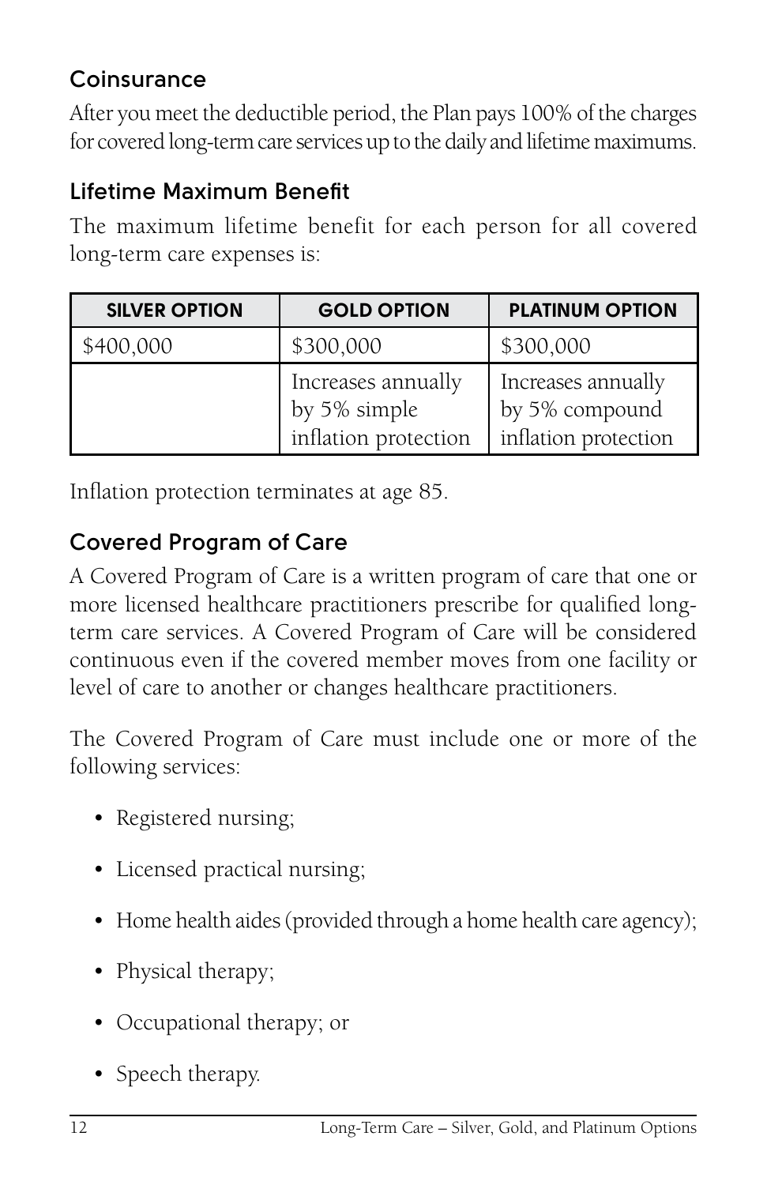### Coinsurance

After you meet the deductible period, the Plan pays 100% of the charges for covered long-term care services up to the daily and lifetime maximums.

### Lifetime Maximum Benefit

The maximum lifetime benefit for each person for all covered long-term care expenses is:

| SILVER OPTION | GOLD OPTION | PLATINUM OPTION |
|---|---|---|
| $400,000 | $300,000 | $300,000 |
| | Increases annually by 5% simple inflation protection | Increases annually by 5% compound inflation protection |

Inflation protection terminates at age 85.

### Covered Program of Care

A Covered Program of Care is a written program of care that one or more licensed healthcare practitioners prescribe for qualified long-term care services. A Covered Program of Care will be considered continuous even if the covered member moves from one facility or level of care to another or changes healthcare practitioners.

The Covered Program of Care must include one or more of the following services:

- Registered nursing;
- Licensed practical nursing;
- Home health aides (provided through a home health care agency);
- Physical therapy;
- Occupational therapy; or
- Speech therapy.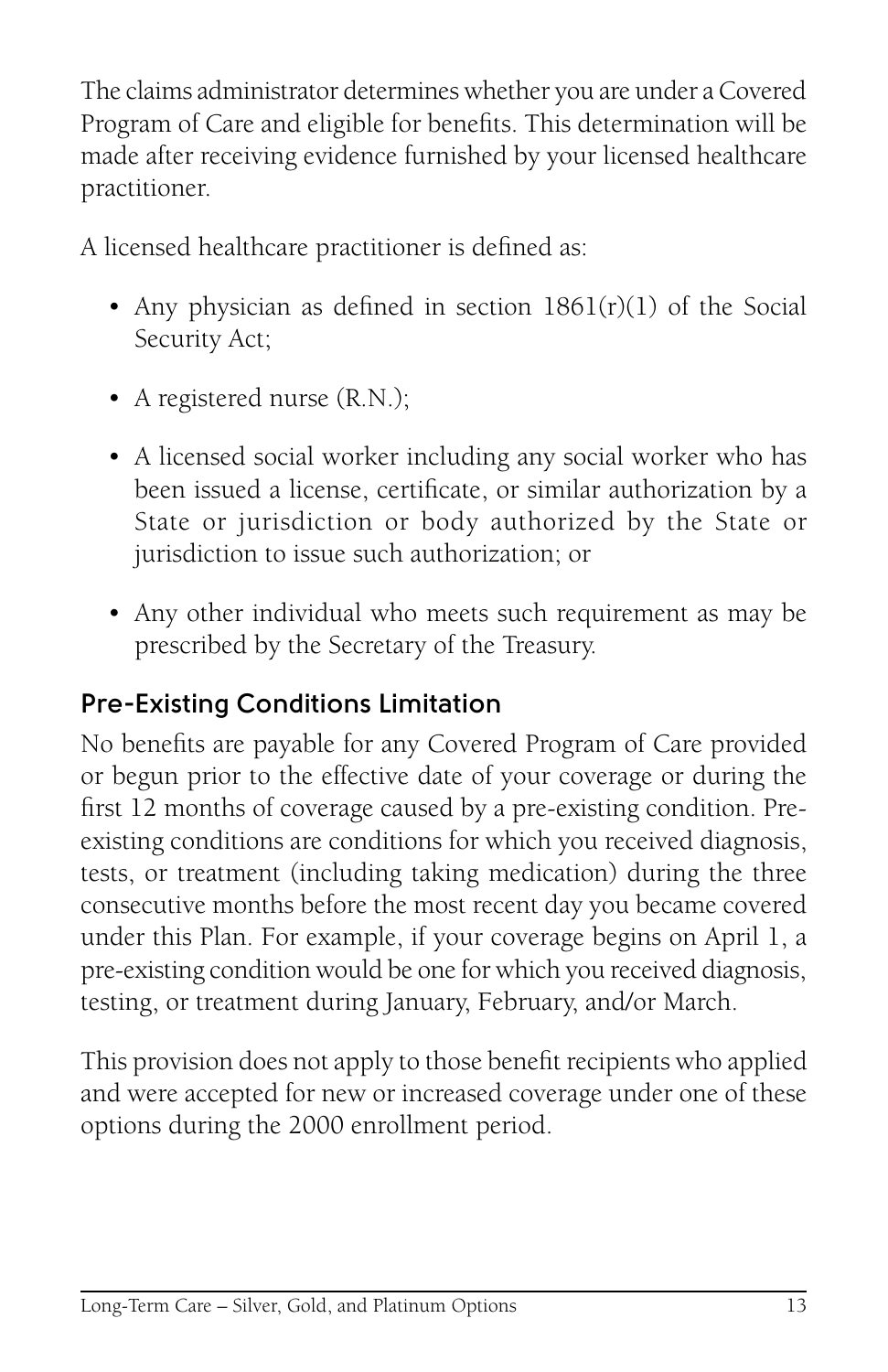The claims administrator determines whether you are under a Covered Program of Care and eligible for benefits. This determination will be made after receiving evidence furnished by your licensed healthcare practitioner.

A licensed healthcare practitioner is defined as:

- Any physician as defined in section 1861(r)(1) of the Social Security Act;
- A registered nurse (R.N.);
- A licensed social worker including any social worker who has been issued a license, certificate, or similar authorization by a State or jurisdiction or body authorized by the State or jurisdiction to issue such authorization; or
- Any other individual who meets such requirement as may be prescribed by the Secretary of the Treasury.

## Pre-Existing Conditions Limitation

No benefits are payable for any Covered Program of Care provided or begun prior to the effective date of your coverage or during the first 12 months of coverage caused by a pre-existing condition. Pre-existing conditions are conditions for which you received diagnosis, tests, or treatment (including taking medication) during the three consecutive months before the most recent day you became covered under this Plan. For example, if your coverage begins on April 1, a pre-existing condition would be one for which you received diagnosis, testing, or treatment during January, February, and/or March.

This provision does not apply to those benefit recipients who applied and were accepted for new or increased coverage under one of these options during the 2000 enrollment period.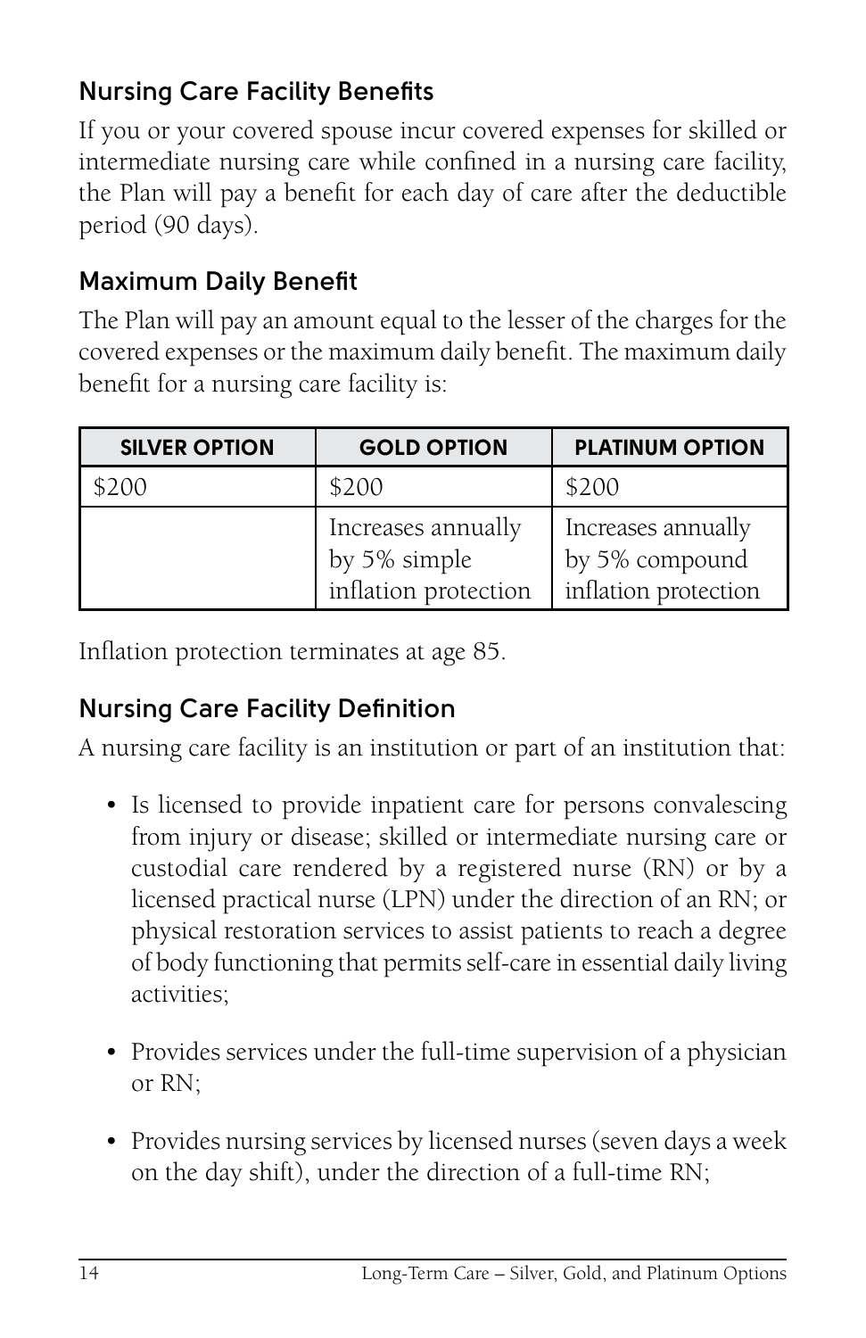### Nursing Care Facility Benefits

If you or your covered spouse incur covered expenses for skilled or intermediate nursing care while confined in a nursing care facility, the Plan will pay a benefit for each day of care after the deductible period (90 days).

### Maximum Daily Benefit

The Plan will pay an amount equal to the lesser of the charges for the covered expenses or the maximum daily benefit. The maximum daily benefit for a nursing care facility is:

| SILVER OPTION | GOLD OPTION | PLATINUM OPTION |
|---|---|---|
| $200 | $200 | $200 |
| | Increases annually by 5% simple inflation protection | Increases annually by 5% compound inflation protection |

Inflation protection terminates at age 85.

### Nursing Care Facility Definition

A nursing care facility is an institution or part of an institution that:

- Is licensed to provide inpatient care for persons convalescing from injury or disease; skilled or intermediate nursing care or custodial care rendered by a registered nurse (RN) or by a licensed practical nurse (LPN) under the direction of an RN; or physical restoration services to assist patients to reach a degree of body functioning that permits self-care in essential daily living activities;
- Provides services under the full-time supervision of a physician or RN;
- Provides nursing services by licensed nurses (seven days a week on the day shift), under the direction of a full-time RN;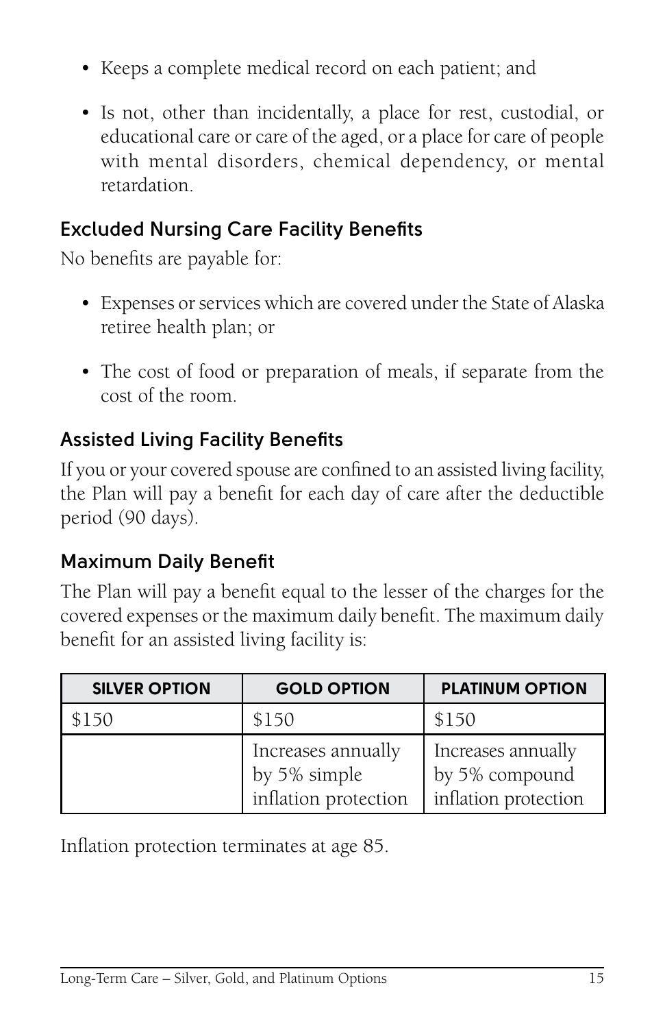- Keeps a complete medical record on each patient; and
- Is not, other than incidentally, a place for rest, custodial, or educational care or care of the aged, or a place for care of people with mental disorders, chemical dependency, or mental retardation.

### Excluded Nursing Care Facility Benefits

No benefits are payable for:

- Expenses or services which are covered under the State of Alaska retiree health plan; or
- The cost of food or preparation of meals, if separate from the cost of the room.

### Assisted Living Facility Benefits

If you or your covered spouse are confined to an assisted living facility, the Plan will pay a benefit for each day of care after the deductible period (90 days).

### Maximum Daily Benefit

The Plan will pay a benefit equal to the lesser of the charges for the covered expenses or the maximum daily benefit. The maximum daily benefit for an assisted living facility is:

| SILVER OPTION | GOLD OPTION | PLATINUM OPTION |
|---|---|---|
| $150 | $150 | $150 |
| | Increases annually by 5% simple inflation protection | Increases annually by 5% compound inflation protection |

Inflation protection terminates at age 85.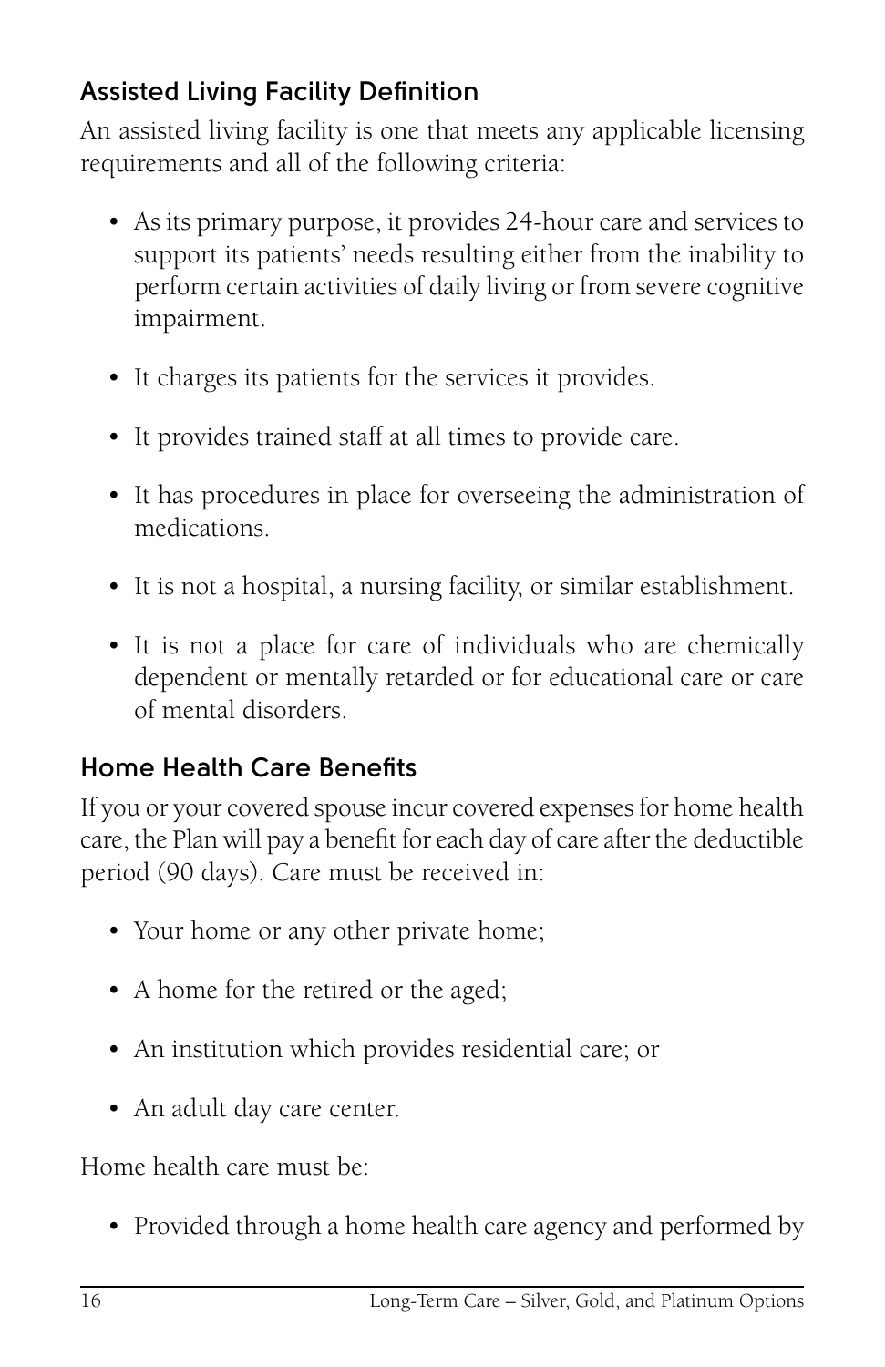### Assisted Living Facility Definition

An assisted living facility is one that meets any applicable licensing requirements and all of the following criteria:

- As its primary purpose, it provides 24-hour care and services to support its patients' needs resulting either from the inability to perform certain activities of daily living or from severe cognitive impairment.
- It charges its patients for the services it provides.
- It provides trained staff at all times to provide care.
- It has procedures in place for overseeing the administration of medications.
- It is not a hospital, a nursing facility, or similar establishment.
- It is not a place for care of individuals who are chemically dependent or mentally retarded or for educational care or care of mental disorders.

### Home Health Care Benefits

If you or your covered spouse incur covered expenses for home health care, the Plan will pay a benefit for each day of care after the deductible period (90 days). Care must be received in:

- Your home or any other private home;
- A home for the retired or the aged;
- An institution which provides residential care; or
- An adult day care center.

Home health care must be:

- Provided through a home health care agency and performed by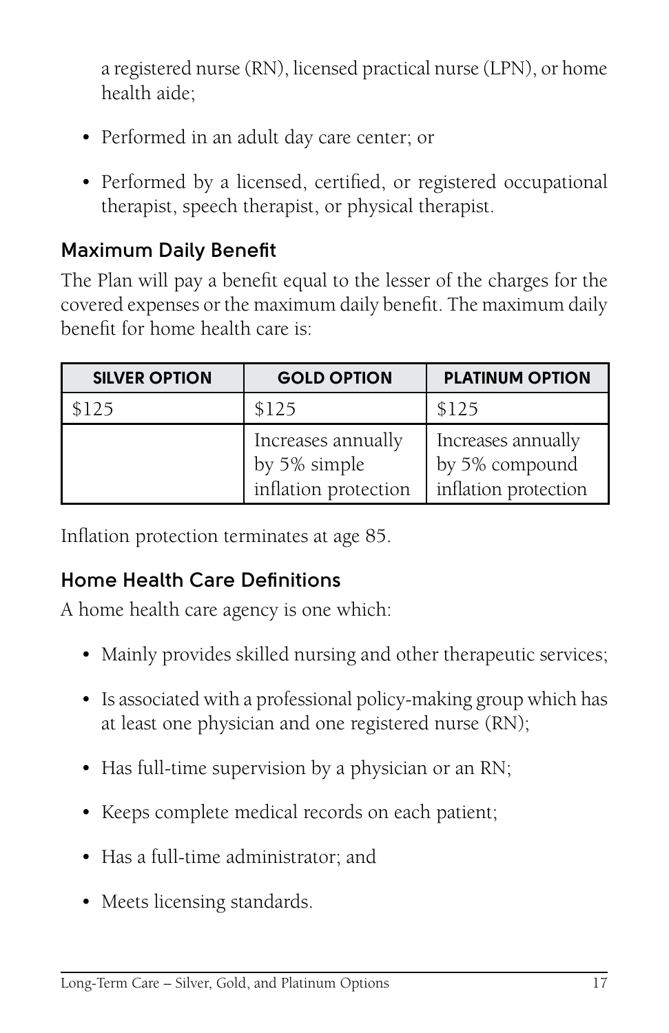a registered nurse (RN), licensed practical nurse (LPN), or home health aide;

- Performed in an adult day care center; or
- Performed by a licensed, certified, or registered occupational therapist, speech therapist, or physical therapist.

### Maximum Daily Benefit

The Plan will pay a benefit equal to the lesser of the charges for the covered expenses or the maximum daily benefit. The maximum daily benefit for home health care is:

| SILVER OPTION | GOLD OPTION | PLATINUM OPTION |
| --- | --- | --- |
| $125 | $125 | $125 |
| | Increases annually by 5% simple inflation protection | Increases annually by 5% compound inflation protection |

Inflation protection terminates at age 85.

### Home Health Care Definitions

A home health care agency is one which:

- Mainly provides skilled nursing and other therapeutic services;
- Is associated with a professional policy-making group which has at least one physician and one registered nurse (RN);
- Has full-time supervision by a physician or an RN;
- Keeps complete medical records on each patient;
- Has a full-time administrator; and
- Meets licensing standards.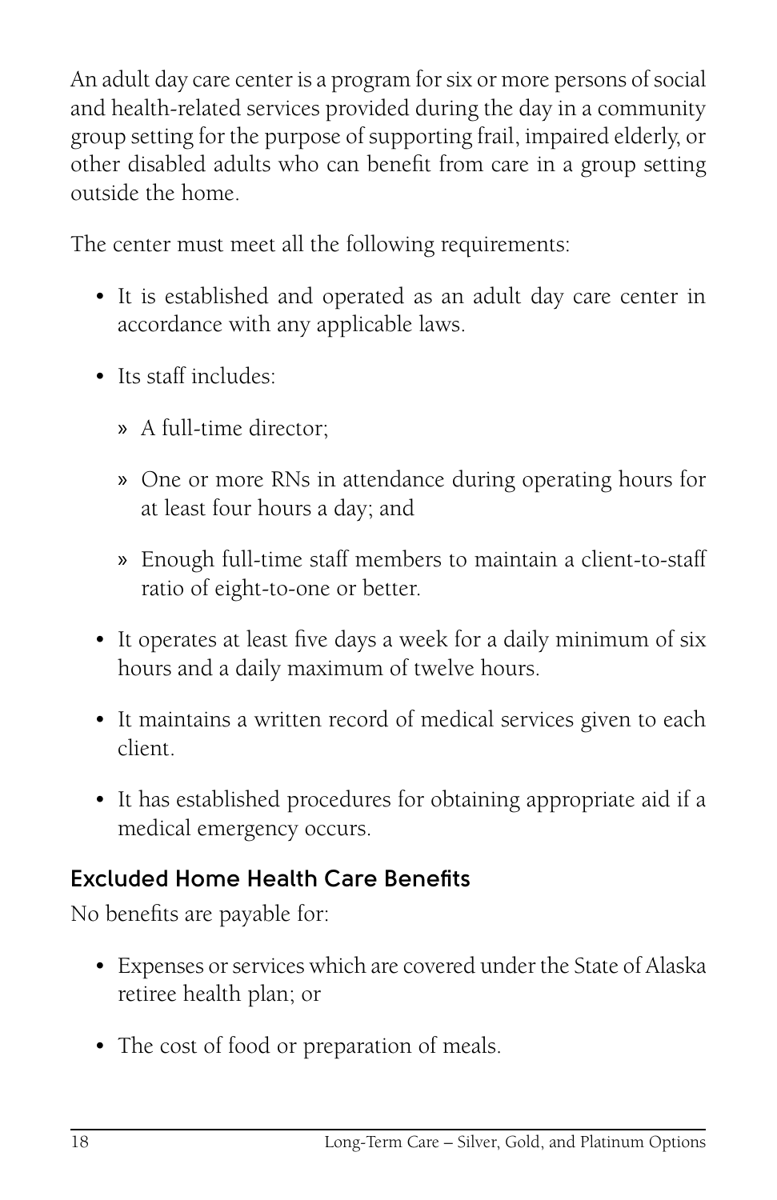An adult day care center is a program for six or more persons of social and health-related services provided during the day in a community group setting for the purpose of supporting frail, impaired elderly, or other disabled adults who can benefit from care in a group setting outside the home.

The center must meet all the following requirements:

- It is established and operated as an adult day care center in accordance with any applicable laws.
- Its staff includes:
  - A full-time director;
  - One or more RNs in attendance during operating hours for at least four hours a day; and
  - Enough full-time staff members to maintain a client-to-staff ratio of eight-to-one or better.
- It operates at least five days a week for a daily minimum of six hours and a daily maximum of twelve hours.
- It maintains a written record of medical services given to each client.
- It has established procedures for obtaining appropriate aid if a medical emergency occurs.

### Excluded Home Health Care Benefits

No benefits are payable for:

- Expenses or services which are covered under the State of Alaska retiree health plan; or
- The cost of food or preparation of meals.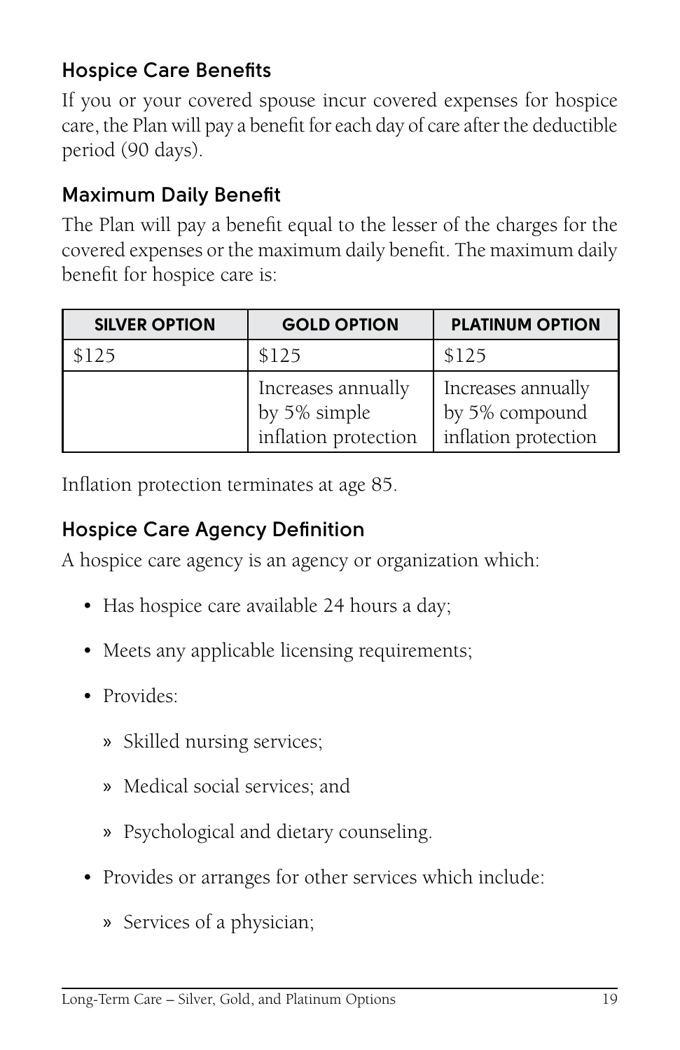### Hospice Care Benefits

If you or your covered spouse incur covered expenses for hospice care, the Plan will pay a benefit for each day of care after the deductible period (90 days).

### Maximum Daily Benefit

The Plan will pay a benefit equal to the lesser of the charges for the covered expenses or the maximum daily benefit. The maximum daily benefit for hospice care is:

| SILVER OPTION | GOLD OPTION | PLATINUM OPTION |
|---|---|---|
| $125 | $125 | $125 |
| | Increases annually by 5% simple inflation protection | Increases annually by 5% compound inflation protection |

Inflation protection terminates at age 85.

### Hospice Care Agency Definition

A hospice care agency is an agency or organization which:

- Has hospice care available 24 hours a day;
- Meets any applicable licensing requirements;
- Provides:
  - Skilled nursing services;
  - Medical social services; and
  - Psychological and dietary counseling.
- Provides or arranges for other services which include:
  - Services of a physician;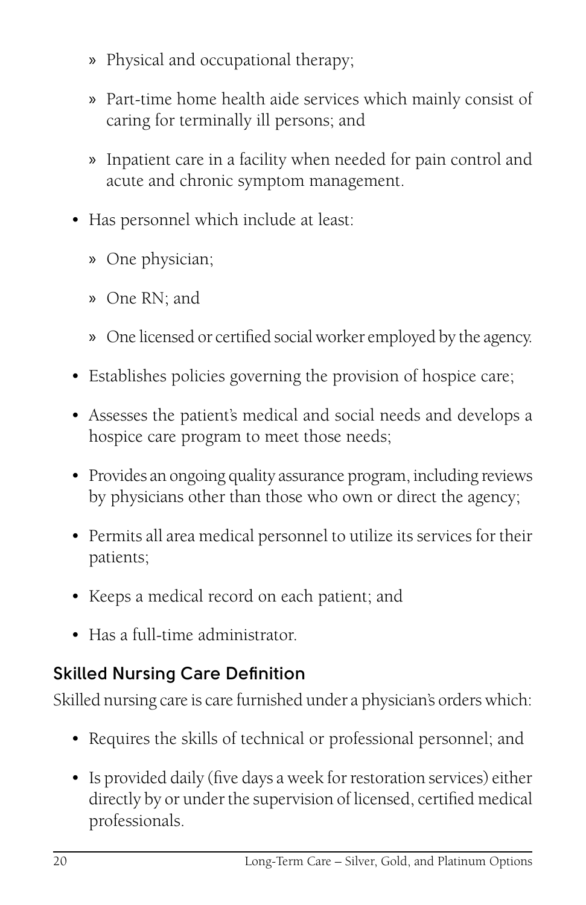- Physical and occupational therapy;
  - Part-time home health aide services which mainly consist of caring for terminally ill persons; and
  - Inpatient care in a facility when needed for pain control and acute and chronic symptom management.

- Has personnel which include at least:
  - One physician;
  - One RN; and
  - One licensed or certified social worker employed by the agency.
- Establishes policies governing the provision of hospice care;
- Assesses the patient's medical and social needs and develops a hospice care program to meet those needs;
- Provides an ongoing quality assurance program, including reviews by physicians other than those who own or direct the agency;
- Permits all area medical personnel to utilize its services for their patients;
- Keeps a medical record on each patient; and
- Has a full-time administrator.

### Skilled Nursing Care Definition

Skilled nursing care is care furnished under a physician's orders which:

- Requires the skills of technical or professional personnel; and
- Is provided daily (five days a week for restoration services) either directly by or under the supervision of licensed, certified medical professionals.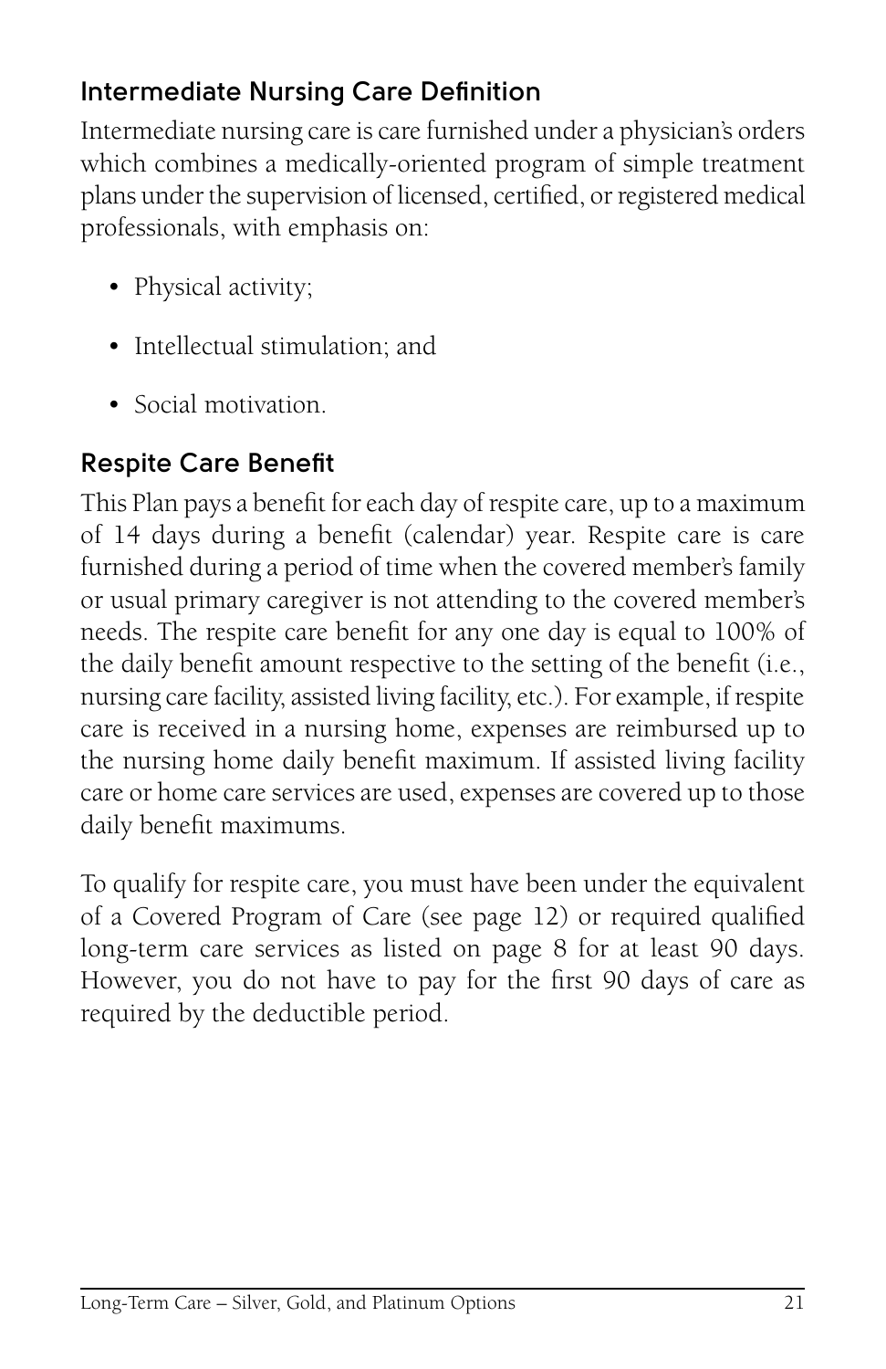## Intermediate Nursing Care Definition

Intermediate nursing care is care furnished under a physician's orders which combines a medically-oriented program of simple treatment plans under the supervision of licensed, certified, or registered medical professionals, with emphasis on:

- Physical activity;
- Intellectual stimulation; and
- Social motivation.

## Respite Care Benefit

This Plan pays a benefit for each day of respite care, up to a maximum of 14 days during a benefit (calendar) year. Respite care is care furnished during a period of time when the covered member's family or usual primary caregiver is not attending to the covered member's needs. The respite care benefit for any one day is equal to 100% of the daily benefit amount respective to the setting of the benefit (i.e., nursing care facility, assisted living facility, etc.). For example, if respite care is received in a nursing home, expenses are reimbursed up to the nursing home daily benefit maximum. If assisted living facility care or home care services are used, expenses are covered up to those daily benefit maximums.

To qualify for respite care, you must have been under the equivalent of a Covered Program of Care (see page 12) or required qualified long-term care services as listed on page 8 for at least 90 days. However, you do not have to pay for the first 90 days of care as required by the deductible period.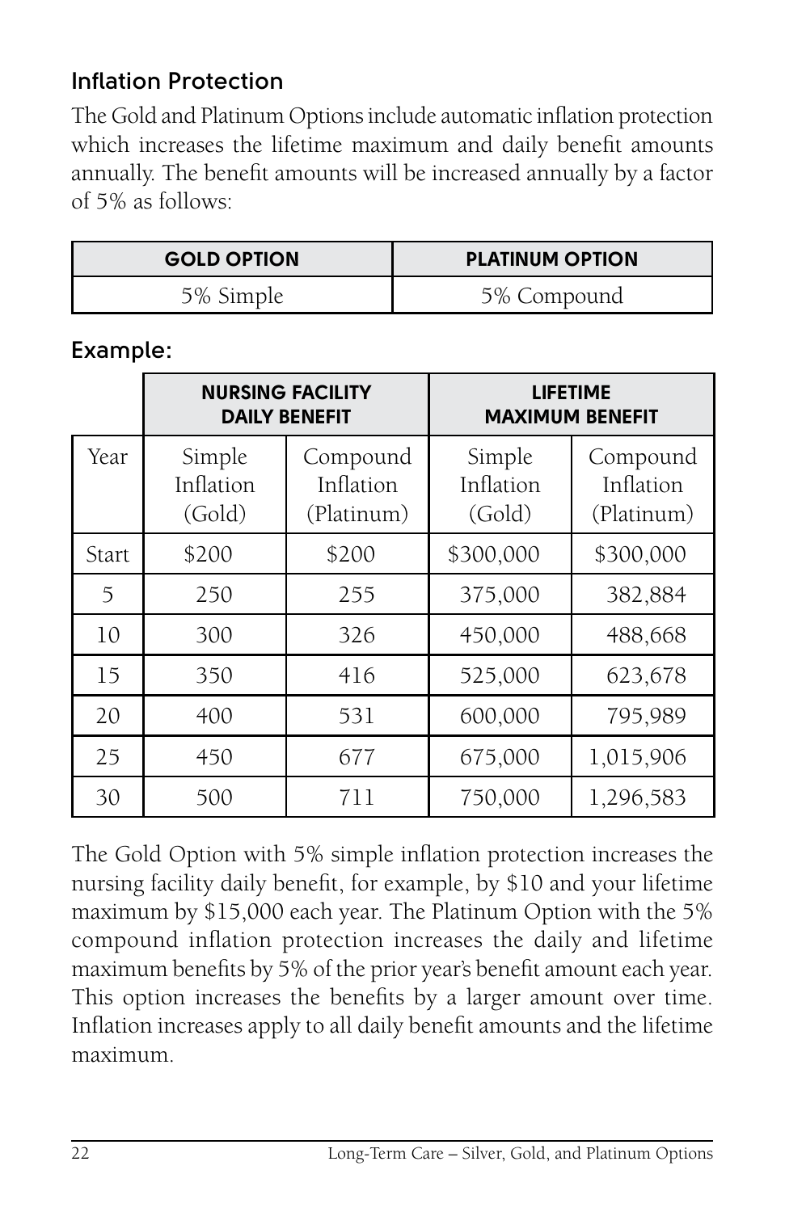### Inflation Protection

The Gold and Platinum Options include automatic inflation protection which increases the lifetime maximum and daily benefit amounts annually. The benefit amounts will be increased annually by a factor of 5% as follows:

| **GOLD OPTION** | **PLATINUM OPTION** |
|---|---|
| 5% Simple | 5% Compound |

### Example:

| | **NURSING FACILITY DAILY BENEFIT** | | **LIFETIME MAXIMUM BENEFIT** | |
|---|---|---|---|---|
| Year | Simple Inflation (Gold) | Compound Inflation (Platinum) | Simple Inflation (Gold) | Compound Inflation (Platinum) |
| Start | $200 | $200 | $300,000 | $300,000 |
| 5 | 250 | 255 | 375,000 | 382,884 |
| 10 | 300 | 326 | 450,000 | 488,668 |
| 15 | 350 | 416 | 525,000 | 623,678 |
| 20 | 400 | 531 | 600,000 | 795,989 |
| 25 | 450 | 677 | 675,000 | 1,015,906 |
| 30 | 500 | 711 | 750,000 | 1,296,583 |

The Gold Option with 5% simple inflation protection increases the nursing facility daily benefit, for example, by $10 and your lifetime maximum by $15,000 each year. The Platinum Option with the 5% compound inflation protection increases the daily and lifetime maximum benefits by 5% of the prior year's benefit amount each year. This option increases the benefits by a larger amount over time. Inflation increases apply to all daily benefit amounts and the lifetime maximum.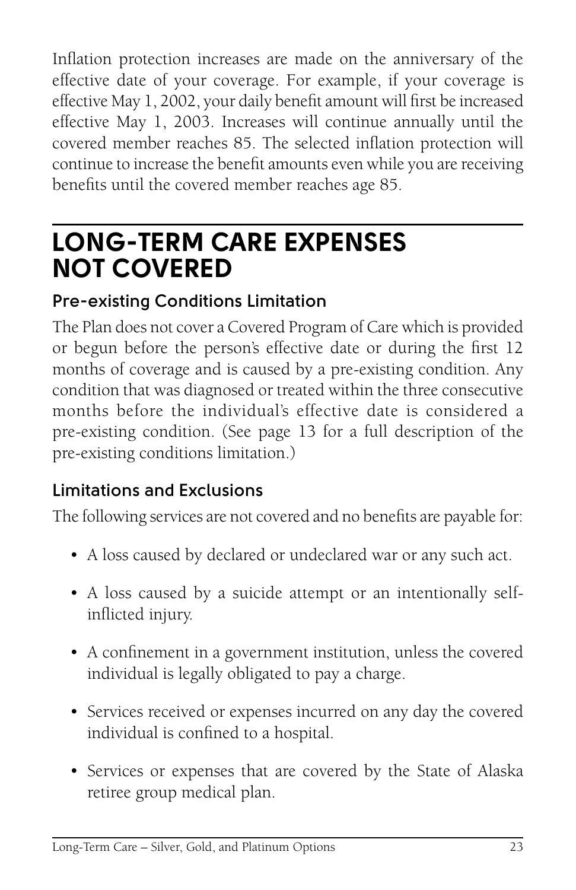Inflation protection increases are made on the anniversary of the effective date of your coverage. For example, if your coverage is effective May 1, 2002, your daily benefit amount will first be increased effective May 1, 2003. Increases will continue annually until the covered member reaches 85. The selected inflation protection will continue to increase the benefit amounts even while you are receiving benefits until the covered member reaches age 85.

# LONG-TERM CARE EXPENSES NOT COVERED

## Pre-existing Conditions Limitation

The Plan does not cover a Covered Program of Care which is provided or begun before the person's effective date or during the first 12 months of coverage and is caused by a pre-existing condition. Any condition that was diagnosed or treated within the three consecutive months before the individual's effective date is considered a pre-existing condition. (See page 13 for a full description of the pre-existing conditions limitation.)

## Limitations and Exclusions

The following services are not covered and no benefits are payable for:

- A loss caused by declared or undeclared war or any such act.
- A loss caused by a suicide attempt or an intentionally self-inflicted injury.
- A confinement in a government institution, unless the covered individual is legally obligated to pay a charge.
- Services received or expenses incurred on any day the covered individual is confined to a hospital.
- Services or expenses that are covered by the State of Alaska retiree group medical plan.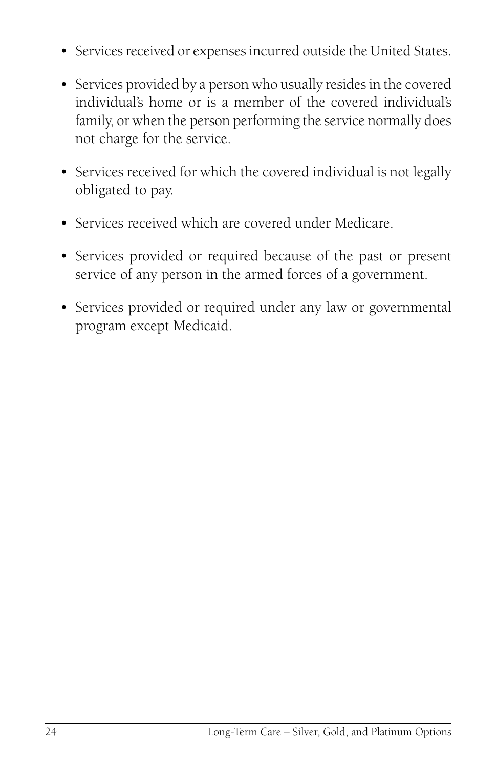- Services received or expenses incurred outside the United States.
- Services provided by a person who usually resides in the covered individual's home or is a member of the covered individual's family, or when the person performing the service normally does not charge for the service.
- Services received for which the covered individual is not legally obligated to pay.
- Services received which are covered under Medicare.
- Services provided or required because of the past or present service of any person in the armed forces of a government.
- Services provided or required under any law or governmental program except Medicaid.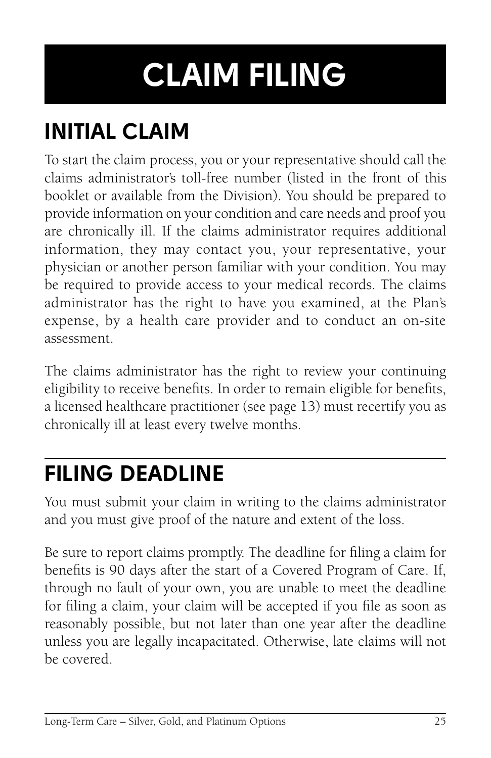# CLAIM FILING

## INITIAL CLAIM

To start the claim process, you or your representative should call the claims administrator's toll-free number (listed in the front of this booklet or available from the Division). You should be prepared to provide information on your condition and care needs and proof you are chronically ill. If the claims administrator requires additional information, they may contact you, your representative, your physician or another person familiar with your condition. You may be required to provide access to your medical records. The claims administrator has the right to have you examined, at the Plan's expense, by a health care provider and to conduct an on-site assessment.

The claims administrator has the right to review your continuing eligibility to receive benefits. In order to remain eligible for benefits, a licensed healthcare practitioner (see page 13) must recertify you as chronically ill at least every twelve months.

## FILING DEADLINE

You must submit your claim in writing to the claims administrator and you must give proof of the nature and extent of the loss.

Be sure to report claims promptly. The deadline for filing a claim for benefits is 90 days after the start of a Covered Program of Care. If, through no fault of your own, you are unable to meet the deadline for filing a claim, your claim will be accepted if you file as soon as reasonably possible, but not later than one year after the deadline unless you are legally incapacitated. Otherwise, late claims will not be covered.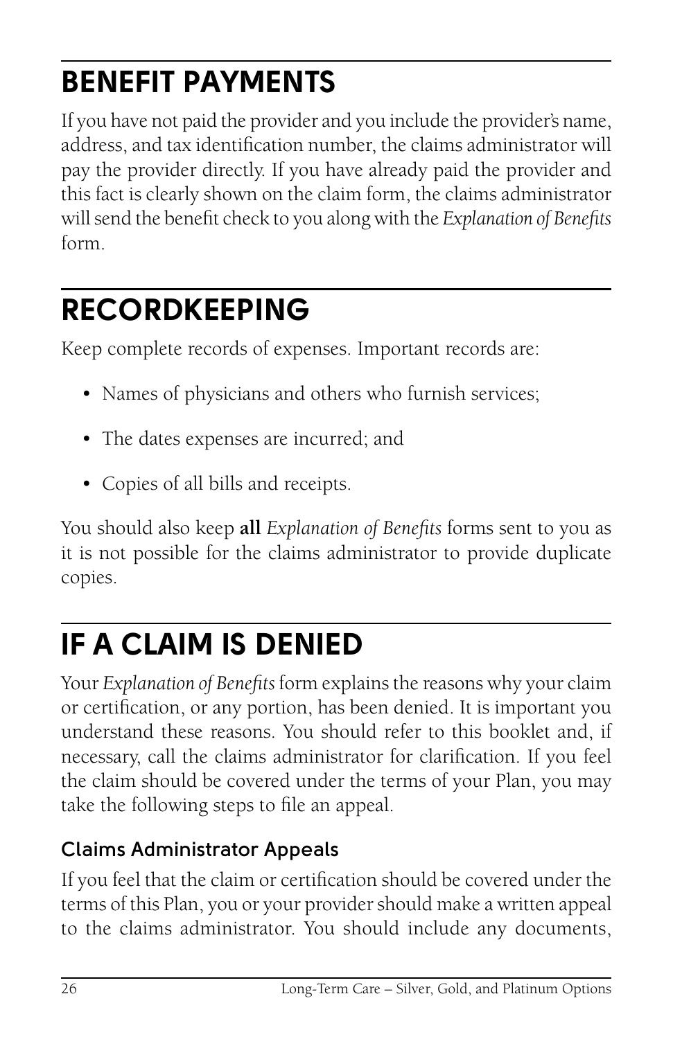# BENEFIT PAYMENTS

If you have not paid the provider and you include the provider's name, address, and tax identification number, the claims administrator will pay the provider directly. If you have already paid the provider and this fact is clearly shown on the claim form, the claims administrator will send the benefit check to you along with the *Explanation of Benefits* form.

# RECORDKEEPING

Keep complete records of expenses. Important records are:

- Names of physicians and others who furnish services;
- The dates expenses are incurred; and
- Copies of all bills and receipts.

You should also keep **all** *Explanation of Benefits* forms sent to you as it is not possible for the claims administrator to provide duplicate copies.

# IF A CLAIM IS DENIED

Your *Explanation of Benefits* form explains the reasons why your claim or certification, or any portion, has been denied. It is important you understand these reasons. You should refer to this booklet and, if necessary, call the claims administrator for clarification. If you feel the claim should be covered under the terms of your Plan, you may take the following steps to file an appeal.

## Claims Administrator Appeals

If you feel that the claim or certification should be covered under the terms of this Plan, you or your provider should make a written appeal to the claims administrator. You should include any documents,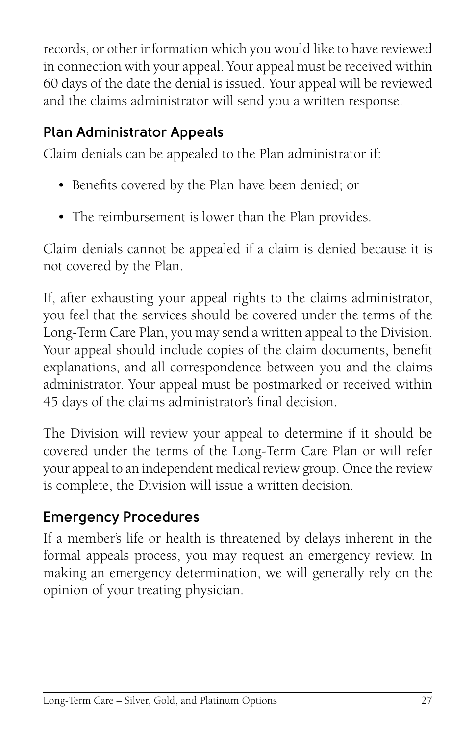records, or other information which you would like to have reviewed in connection with your appeal. Your appeal must be received within 60 days of the date the denial is issued. Your appeal will be reviewed and the claims administrator will send you a written response.

### Plan Administrator Appeals

Claim denials can be appealed to the Plan administrator if:

- Benefits covered by the Plan have been denied; or
- The reimbursement is lower than the Plan provides.

Claim denials cannot be appealed if a claim is denied because it is not covered by the Plan.

If, after exhausting your appeal rights to the claims administrator, you feel that the services should be covered under the terms of the Long-Term Care Plan, you may send a written appeal to the Division. Your appeal should include copies of the claim documents, benefit explanations, and all correspondence between you and the claims administrator. Your appeal must be postmarked or received within 45 days of the claims administrator's final decision.

The Division will review your appeal to determine if it should be covered under the terms of the Long-Term Care Plan or will refer your appeal to an independent medical review group. Once the review is complete, the Division will issue a written decision.

### Emergency Procedures

If a member's life or health is threatened by delays inherent in the formal appeals process, you may request an emergency review. In making an emergency determination, we will generally rely on the opinion of your treating physician.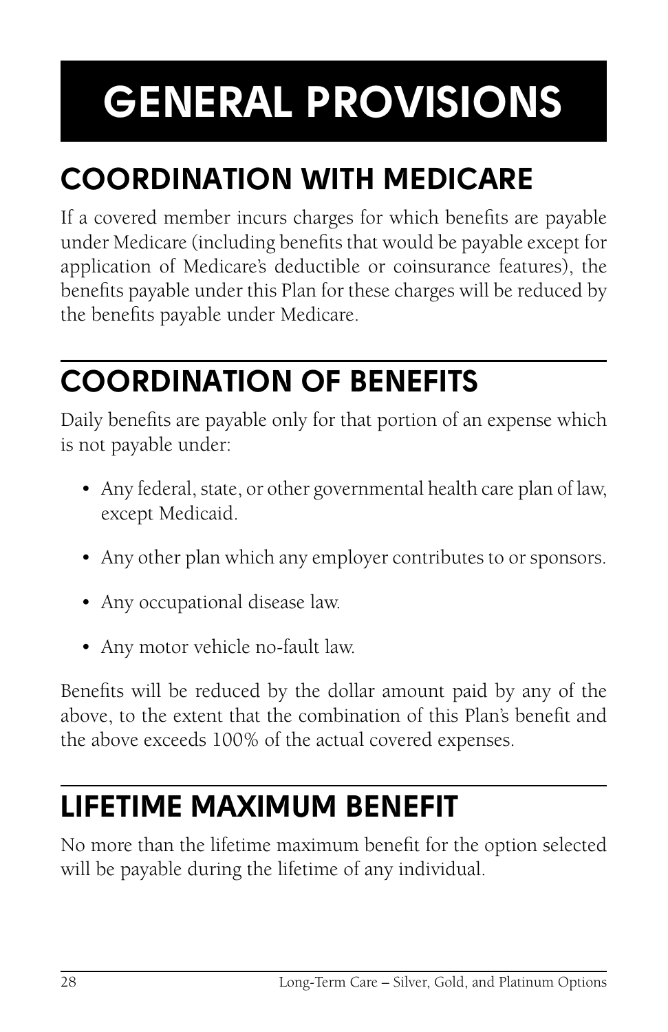# GENERAL PROVISIONS

## COORDINATION WITH MEDICARE

If a covered member incurs charges for which benefits are payable under Medicare (including benefits that would be payable except for application of Medicare's deductible or coinsurance features), the benefits payable under this Plan for these charges will be reduced by the benefits payable under Medicare.

## COORDINATION OF BENEFITS

Daily benefits are payable only for that portion of an expense which is not payable under:

- Any federal, state, or other governmental health care plan of law, except Medicaid.
- Any other plan which any employer contributes to or sponsors.
- Any occupational disease law.
- Any motor vehicle no-fault law.

Benefits will be reduced by the dollar amount paid by any of the above, to the extent that the combination of this Plan's benefit and the above exceeds 100% of the actual covered expenses.

## LIFETIME MAXIMUM BENEFIT

No more than the lifetime maximum benefit for the option selected will be payable during the lifetime of any individual.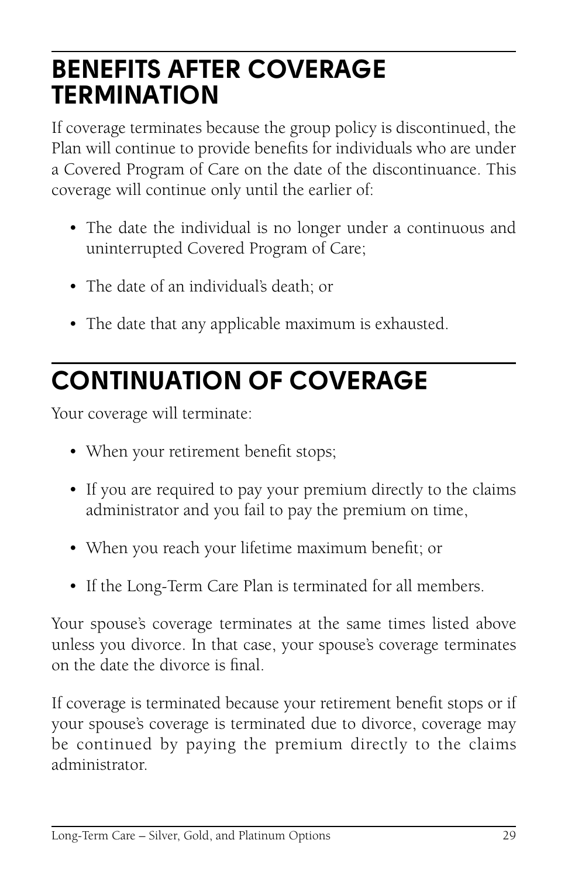## BENEFITS AFTER COVERAGE TERMINATION

If coverage terminates because the group policy is discontinued, the Plan will continue to provide benefits for individuals who are under a Covered Program of Care on the date of the discontinuance. This coverage will continue only until the earlier of:

- The date the individual is no longer under a continuous and uninterrupted Covered Program of Care;
- The date of an individual's death; or
- The date that any applicable maximum is exhausted.

## CONTINUATION OF COVERAGE

Your coverage will terminate:

- When your retirement benefit stops;
- If you are required to pay your premium directly to the claims administrator and you fail to pay the premium on time,
- When you reach your lifetime maximum benefit; or
- If the Long-Term Care Plan is terminated for all members.

Your spouse's coverage terminates at the same times listed above unless you divorce. In that case, your spouse's coverage terminates on the date the divorce is final.

If coverage is terminated because your retirement benefit stops or if your spouse's coverage is terminated due to divorce, coverage may be continued by paying the premium directly to the claims administrator.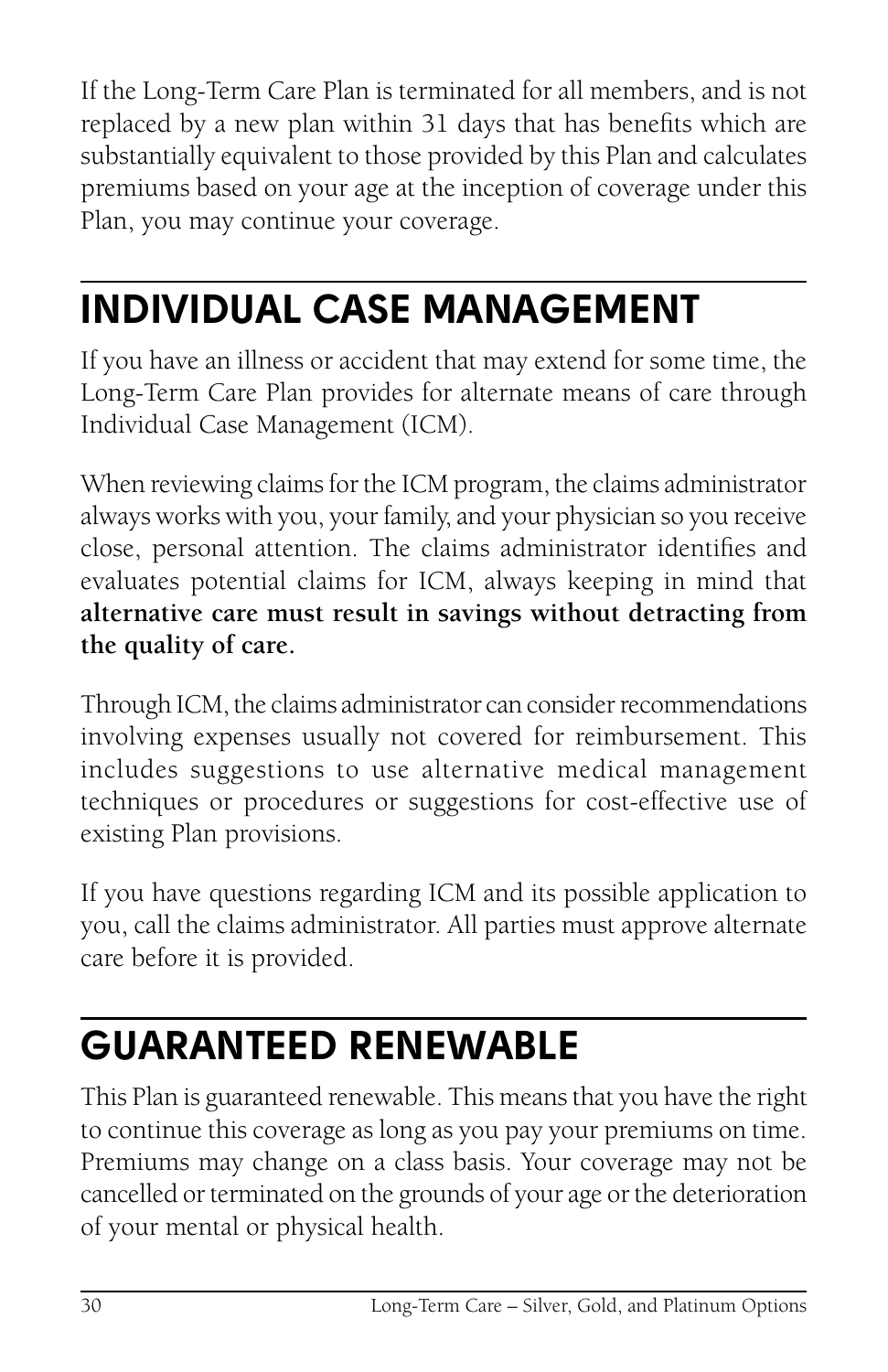If the Long-Term Care Plan is terminated for all members, and is not replaced by a new plan within 31 days that has benefits which are substantially equivalent to those provided by this Plan and calculates premiums based on your age at the inception of coverage under this Plan, you may continue your coverage.

## INDIVIDUAL CASE MANAGEMENT

If you have an illness or accident that may extend for some time, the Long-Term Care Plan provides for alternate means of care through Individual Case Management (ICM).

When reviewing claims for the ICM program, the claims administrator always works with you, your family, and your physician so you receive close, personal attention. The claims administrator identifies and evaluates potential claims for ICM, always keeping in mind that **alternative care must result in savings without detracting from the quality of care.**

Through ICM, the claims administrator can consider recommendations involving expenses usually not covered for reimbursement. This includes suggestions to use alternative medical management techniques or procedures or suggestions for cost-effective use of existing Plan provisions.

If you have questions regarding ICM and its possible application to you, call the claims administrator. All parties must approve alternate care before it is provided.

## GUARANTEED RENEWABLE

This Plan is guaranteed renewable. This means that you have the right to continue this coverage as long as you pay your premiums on time. Premiums may change on a class basis. Your coverage may not be cancelled or terminated on the grounds of your age or the deterioration of your mental or physical health.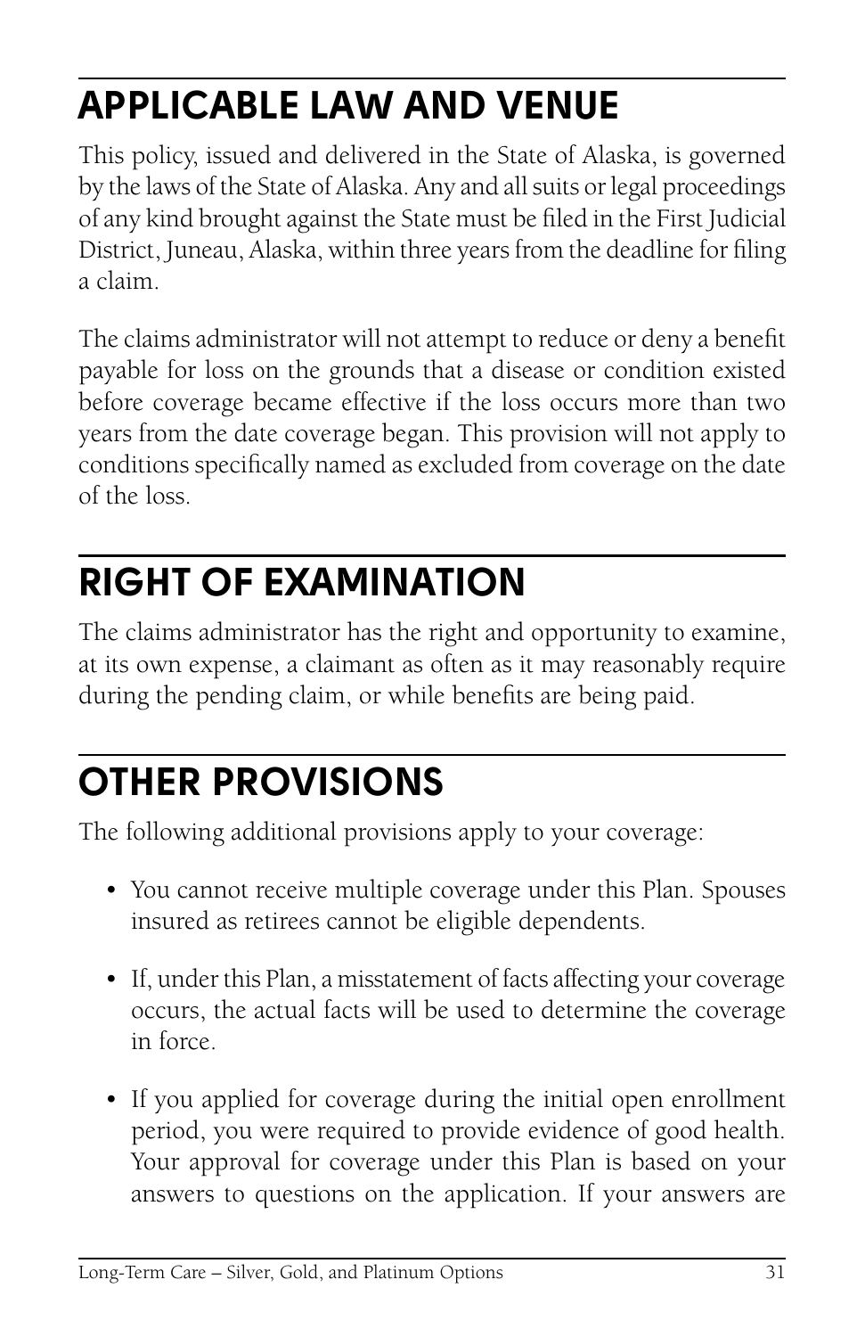## APPLICABLE LAW AND VENUE

This policy, issued and delivered in the State of Alaska, is governed by the laws of the State of Alaska. Any and all suits or legal proceedings of any kind brought against the State must be filed in the First Judicial District, Juneau, Alaska, within three years from the deadline for filing a claim.

The claims administrator will not attempt to reduce or deny a benefit payable for loss on the grounds that a disease or condition existed before coverage became effective if the loss occurs more than two years from the date coverage began. This provision will not apply to conditions specifically named as excluded from coverage on the date of the loss.

## RIGHT OF EXAMINATION

The claims administrator has the right and opportunity to examine, at its own expense, a claimant as often as it may reasonably require during the pending claim, or while benefits are being paid.

## OTHER PROVISIONS

The following additional provisions apply to your coverage:

- You cannot receive multiple coverage under this Plan. Spouses insured as retirees cannot be eligible dependents.
- If, under this Plan, a misstatement of facts affecting your coverage occurs, the actual facts will be used to determine the coverage in force.
- If you applied for coverage during the initial open enrollment period, you were required to provide evidence of good health. Your approval for coverage under this Plan is based on your answers to questions on the application. If your answers are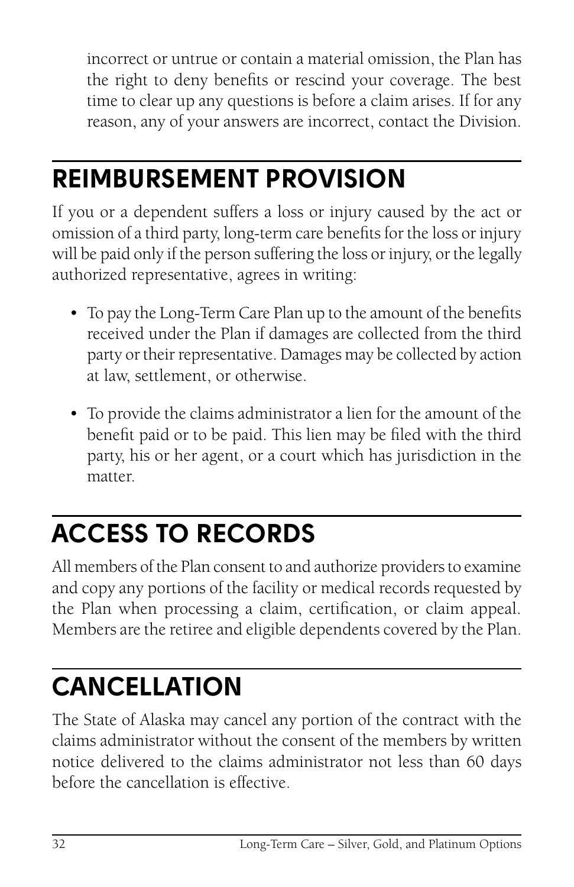incorrect or untrue or contain a material omission, the Plan has the right to deny benefits or rescind your coverage. The best time to clear up any questions is before a claim arises. If for any reason, any of your answers are incorrect, contact the Division.

## REIMBURSEMENT PROVISION

If you or a dependent suffers a loss or injury caused by the act or omission of a third party, long-term care benefits for the loss or injury will be paid only if the person suffering the loss or injury, or the legally authorized representative, agrees in writing:

- To pay the Long-Term Care Plan up to the amount of the benefits received under the Plan if damages are collected from the third party or their representative. Damages may be collected by action at law, settlement, or otherwise.

- To provide the claims administrator a lien for the amount of the benefit paid or to be paid. This lien may be filed with the third party, his or her agent, or a court which has jurisdiction in the matter.

## ACCESS TO RECORDS

All members of the Plan consent to and authorize providers to examine and copy any portions of the facility or medical records requested by the Plan when processing a claim, certification, or claim appeal. Members are the retiree and eligible dependents covered by the Plan.

## CANCELLATION

The State of Alaska may cancel any portion of the contract with the claims administrator without the consent of the members by written notice delivered to the claims administrator not less than 60 days before the cancellation is effective.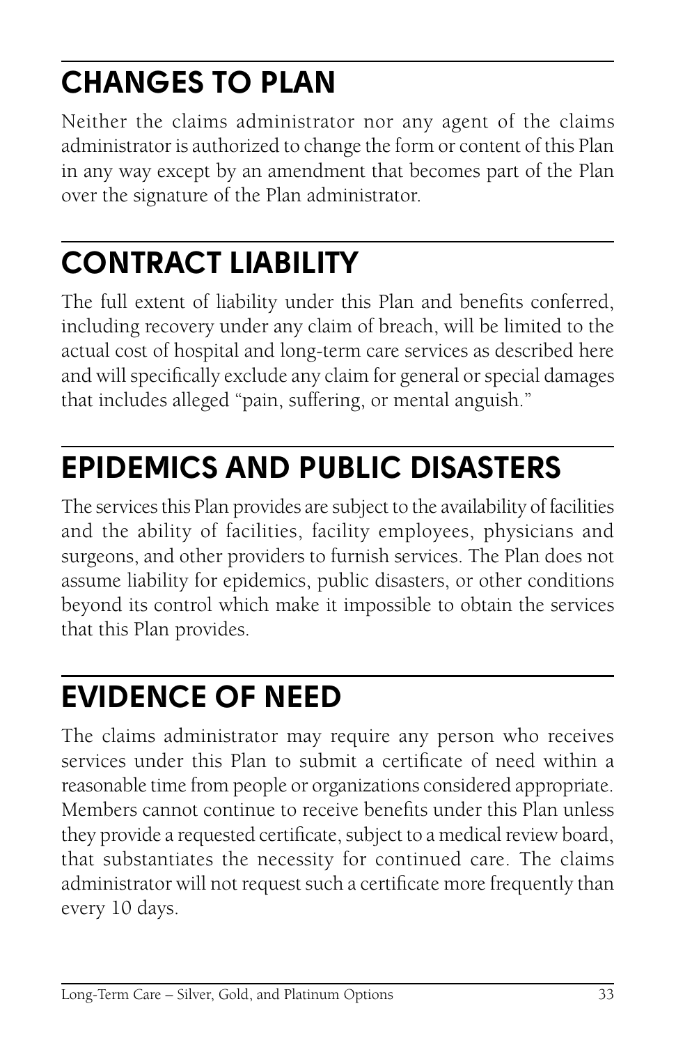## CHANGES TO PLAN

Neither the claims administrator nor any agent of the claims administrator is authorized to change the form or content of this Plan in any way except by an amendment that becomes part of the Plan over the signature of the Plan administrator.

## CONTRACT LIABILITY

The full extent of liability under this Plan and benefits conferred, including recovery under any claim of breach, will be limited to the actual cost of hospital and long-term care services as described here and will specifically exclude any claim for general or special damages that includes alleged "pain, suffering, or mental anguish."

## EPIDEMICS AND PUBLIC DISASTERS

The services this Plan provides are subject to the availability of facilities and the ability of facilities, facility employees, physicians and surgeons, and other providers to furnish services. The Plan does not assume liability for epidemics, public disasters, or other conditions beyond its control which make it impossible to obtain the services that this Plan provides.

## EVIDENCE OF NEED

The claims administrator may require any person who receives services under this Plan to submit a certificate of need within a reasonable time from people or organizations considered appropriate. Members cannot continue to receive benefits under this Plan unless they provide a requested certificate, subject to a medical review board, that substantiates the necessity for continued care. The claims administrator will not request such a certificate more frequently than every 10 days.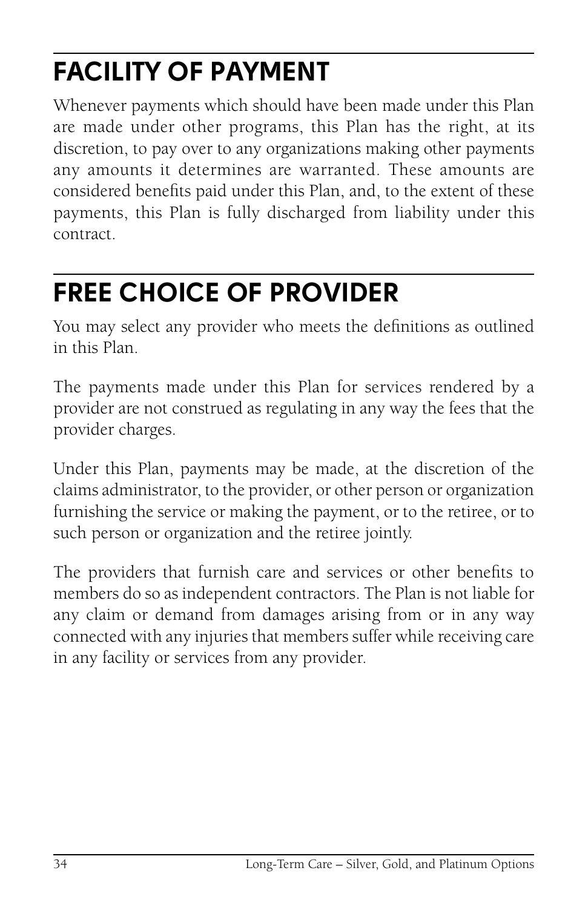## FACILITY OF PAYMENT

Whenever payments which should have been made under this Plan are made under other programs, this Plan has the right, at its discretion, to pay over to any organizations making other payments any amounts it determines are warranted. These amounts are considered benefits paid under this Plan, and, to the extent of these payments, this Plan is fully discharged from liability under this contract.

## FREE CHOICE OF PROVIDER

You may select any provider who meets the definitions as outlined in this Plan.

The payments made under this Plan for services rendered by a provider are not construed as regulating in any way the fees that the provider charges.

Under this Plan, payments may be made, at the discretion of the claims administrator, to the provider, or other person or organization furnishing the service or making the payment, or to the retiree, or to such person or organization and the retiree jointly.

The providers that furnish care and services or other benefits to members do so as independent contractors. The Plan is not liable for any claim or demand from damages arising from or in any way connected with any injuries that members suffer while receiving care in any facility or services from any provider.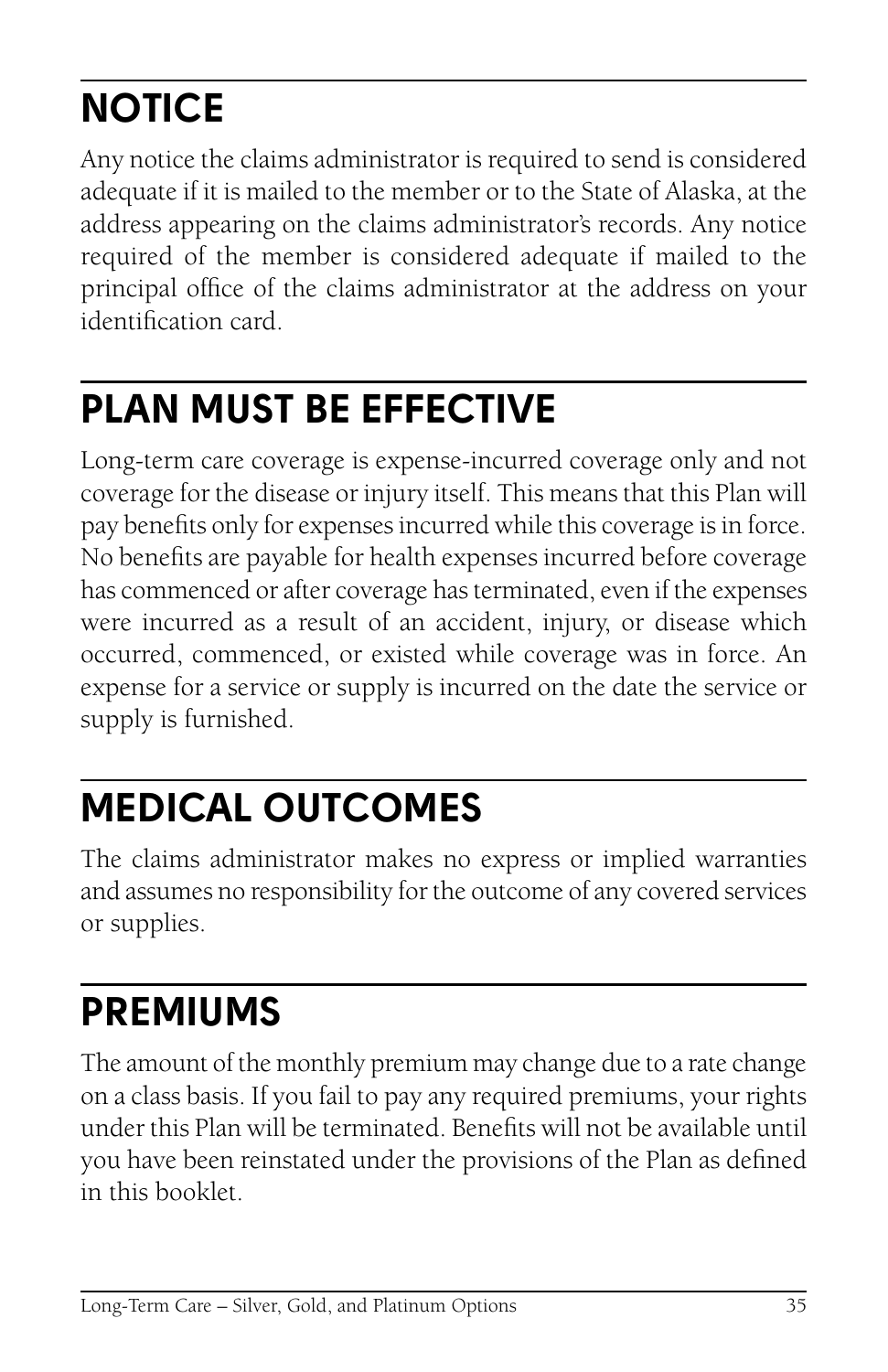## NOTICE

Any notice the claims administrator is required to send is considered adequate if it is mailed to the member or to the State of Alaska, at the address appearing on the claims administrator's records. Any notice required of the member is considered adequate if mailed to the principal office of the claims administrator at the address on your identification card.

## PLAN MUST BE EFFECTIVE

Long-term care coverage is expense-incurred coverage only and not coverage for the disease or injury itself. This means that this Plan will pay benefits only for expenses incurred while this coverage is in force. No benefits are payable for health expenses incurred before coverage has commenced or after coverage has terminated, even if the expenses were incurred as a result of an accident, injury, or disease which occurred, commenced, or existed while coverage was in force. An expense for a service or supply is incurred on the date the service or supply is furnished.

## MEDICAL OUTCOMES

The claims administrator makes no express or implied warranties and assumes no responsibility for the outcome of any covered services or supplies.

## PREMIUMS

The amount of the monthly premium may change due to a rate change on a class basis. If you fail to pay any required premiums, your rights under this Plan will be terminated. Benefits will not be available until you have been reinstated under the provisions of the Plan as defined in this booklet.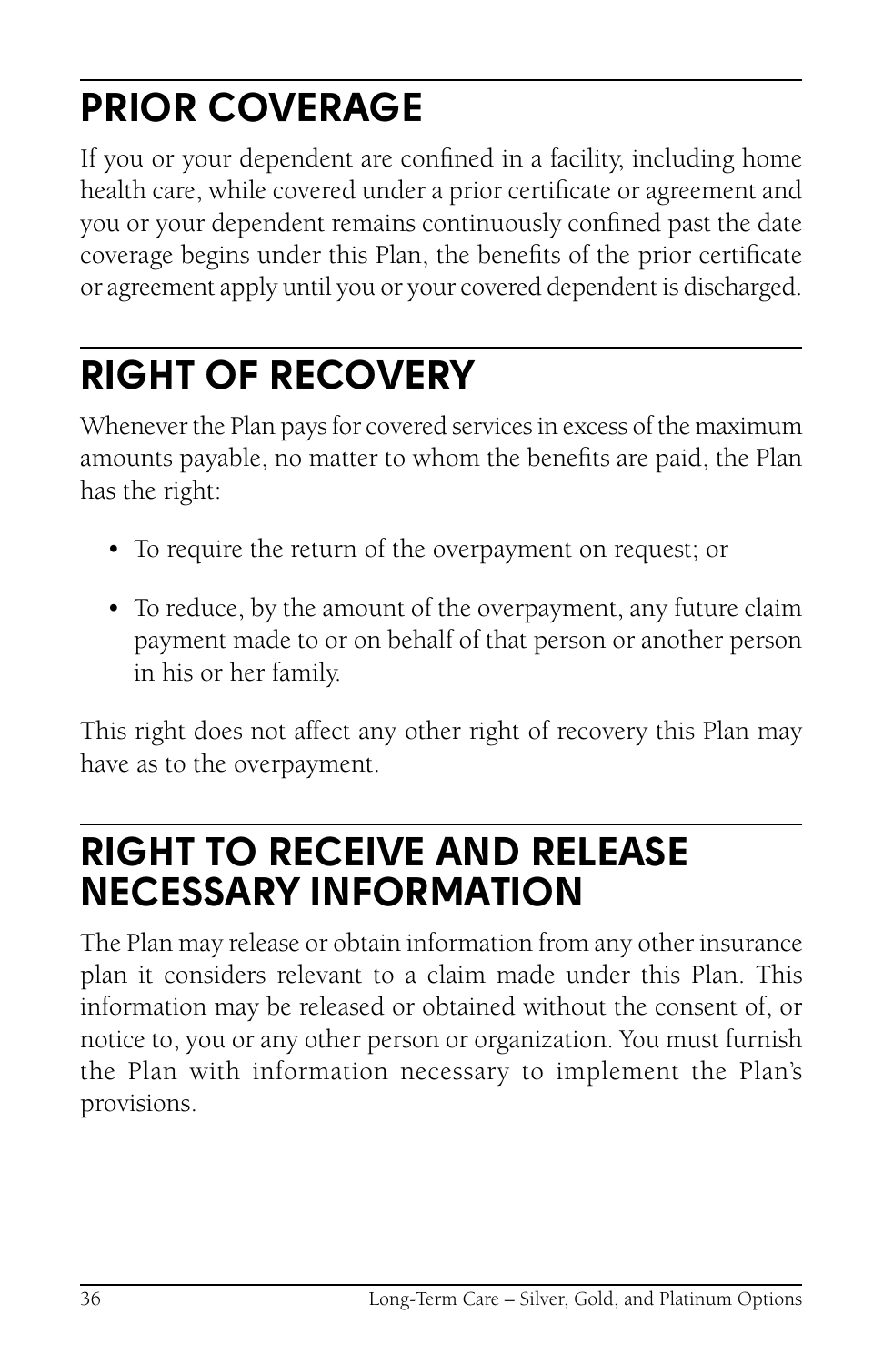## PRIOR COVERAGE

If you or your dependent are confined in a facility, including home health care, while covered under a prior certificate or agreement and you or your dependent remains continuously confined past the date coverage begins under this Plan, the benefits of the prior certificate or agreement apply until you or your covered dependent is discharged.

## RIGHT OF RECOVERY

Whenever the Plan pays for covered services in excess of the maximum amounts payable, no matter to whom the benefits are paid, the Plan has the right:

- To require the return of the overpayment on request; or
- To reduce, by the amount of the overpayment, any future claim payment made to or on behalf of that person or another person in his or her family.

This right does not affect any other right of recovery this Plan may have as to the overpayment.

## RIGHT TO RECEIVE AND RELEASE NECESSARY INFORMATION

The Plan may release or obtain information from any other insurance plan it considers relevant to a claim made under this Plan. This information may be released or obtained without the consent of, or notice to, you or any other person or organization. You must furnish the Plan with information necessary to implement the Plan's provisions.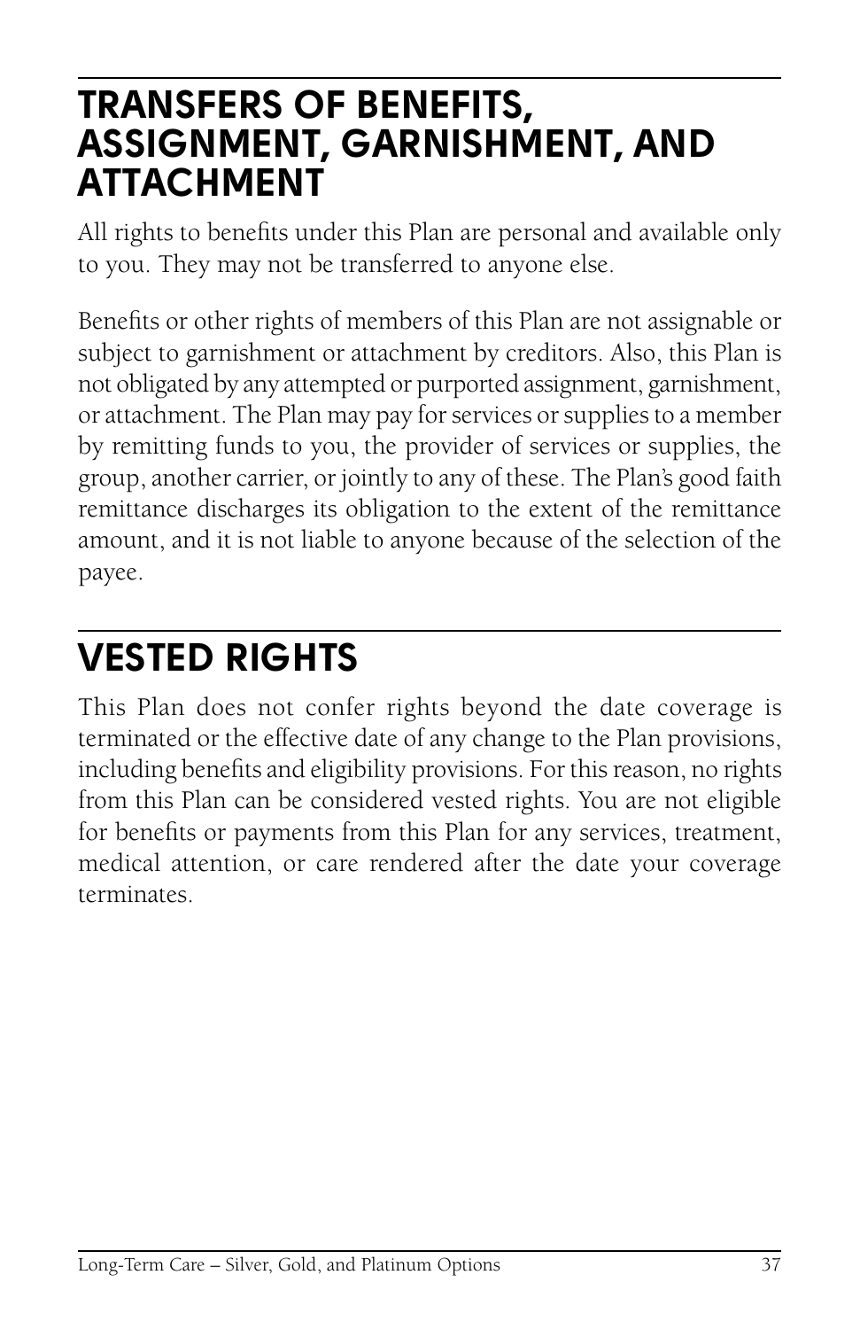## TRANSFERS OF BENEFITS, ASSIGNMENT, GARNISHMENT, AND ATTACHMENT

All rights to benefits under this Plan are personal and available only to you. They may not be transferred to anyone else.

Benefits or other rights of members of this Plan are not assignable or subject to garnishment or attachment by creditors. Also, this Plan is not obligated by any attempted or purported assignment, garnishment, or attachment. The Plan may pay for services or supplies to a member by remitting funds to you, the provider of services or supplies, the group, another carrier, or jointly to any of these. The Plan's good faith remittance discharges its obligation to the extent of the remittance amount, and it is not liable to anyone because of the selection of the payee.

## VESTED RIGHTS

This Plan does not confer rights beyond the date coverage is terminated or the effective date of any change to the Plan provisions, including benefits and eligibility provisions. For this reason, no rights from this Plan can be considered vested rights. You are not eligible for benefits or payments from this Plan for any services, treatment, medical attention, or care rendered after the date your coverage terminates.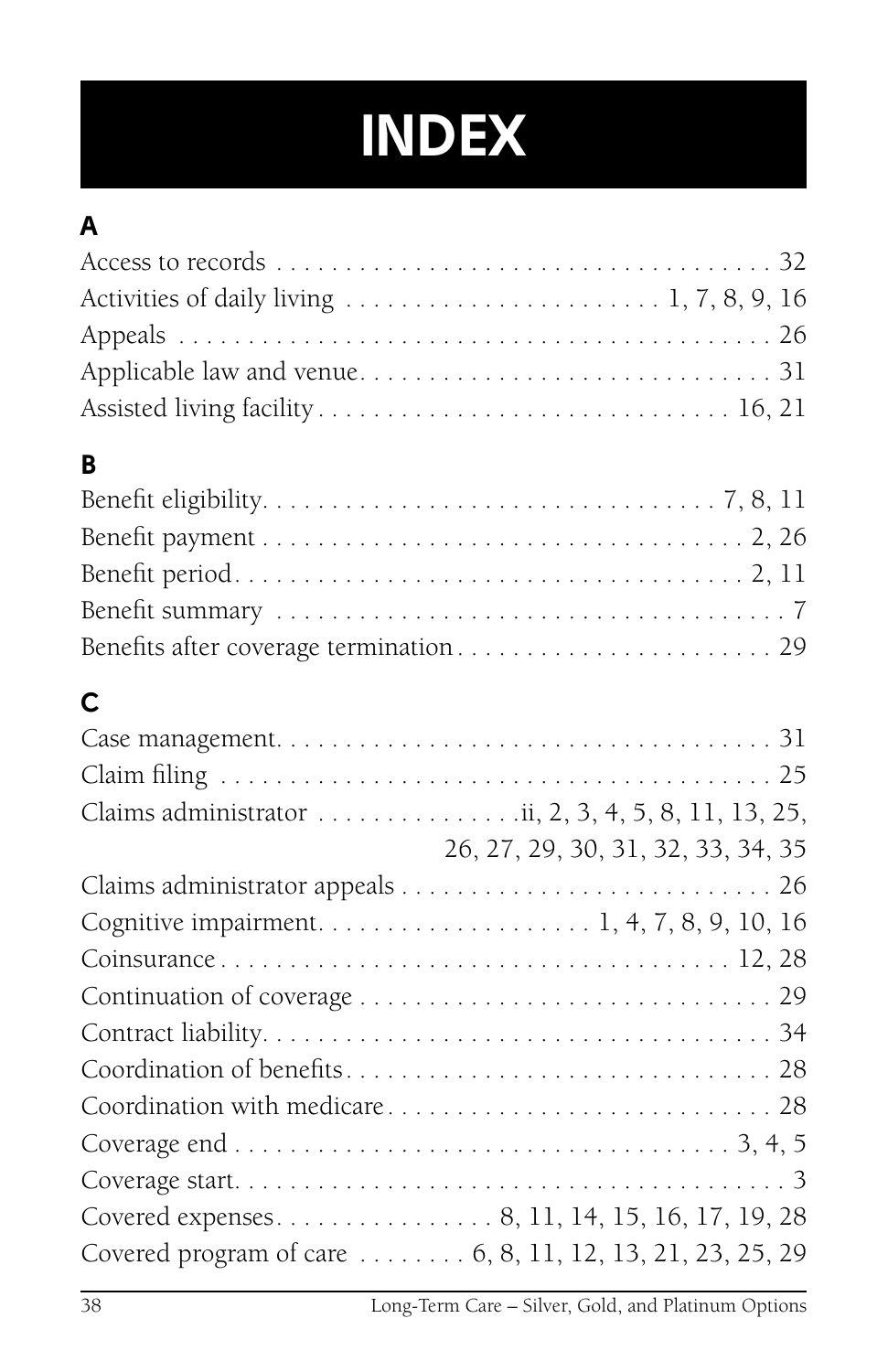# INDEX

## A

Access to records . . . . . . . . . . . . . . . . . . . . . . . . . . . . . . . . . . . . 32
Activities of daily living . . . . . . . . . . . . . . . . . . . . . . 1, 7, 8, 9, 16
Appeals . . . . . . . . . . . . . . . . . . . . . . . . . . . . . . . . . . . . . . . . . 26
Applicable law and venue . . . . . . . . . . . . . . . . . . . . . . . . . . . . 31
Assisted living facility . . . . . . . . . . . . . . . . . . . . . . . . . . . . 16, 21

## B

Benefit eligibility . . . . . . . . . . . . . . . . . . . . . . . . . . . . . . . 7, 8, 11
Benefit payment . . . . . . . . . . . . . . . . . . . . . . . . . . . . . . . . . . 2, 26
Benefit period . . . . . . . . . . . . . . . . . . . . . . . . . . . . . . . . . . . 2, 11
Benefit summary . . . . . . . . . . . . . . . . . . . . . . . . . . . . . . . . . . . 7
Benefits after coverage termination . . . . . . . . . . . . . . . . . . . . . . 29

## C

Case management . . . . . . . . . . . . . . . . . . . . . . . . . . . . . . . . . . 31
Claim filing . . . . . . . . . . . . . . . . . . . . . . . . . . . . . . . . . . . . . . 25
Claims administrator . . . . . . . . . . . . . . . ii, 2, 3, 4, 5, 8, 11, 13, 25, 26, 27, 29, 30, 31, 32, 33, 34, 35
Claims administrator appeals . . . . . . . . . . . . . . . . . . . . . . . . . . 26
Cognitive impairment . . . . . . . . . . . . . . . . . . . 1, 4, 7, 8, 9, 10, 16
Coinsurance . . . . . . . . . . . . . . . . . . . . . . . . . . . . . . . . . . . . 12, 28
Continuation of coverage . . . . . . . . . . . . . . . . . . . . . . . . . . . . . 29
Contract liability . . . . . . . . . . . . . . . . . . . . . . . . . . . . . . . . . . . 34
Coordination of benefits . . . . . . . . . . . . . . . . . . . . . . . . . . . . . . 28
Coordination with medicare . . . . . . . . . . . . . . . . . . . . . . . . . . . 28
Coverage end . . . . . . . . . . . . . . . . . . . . . . . . . . . . . . . . . . . 3, 4, 5
Coverage start . . . . . . . . . . . . . . . . . . . . . . . . . . . . . . . . . . . . . 3
Covered expenses . . . . . . . . . . . . . . . . 8, 11, 14, 15, 16, 17, 19, 28
Covered program of care . . . . . . . . 6, 8, 11, 12, 13, 21, 23, 25, 29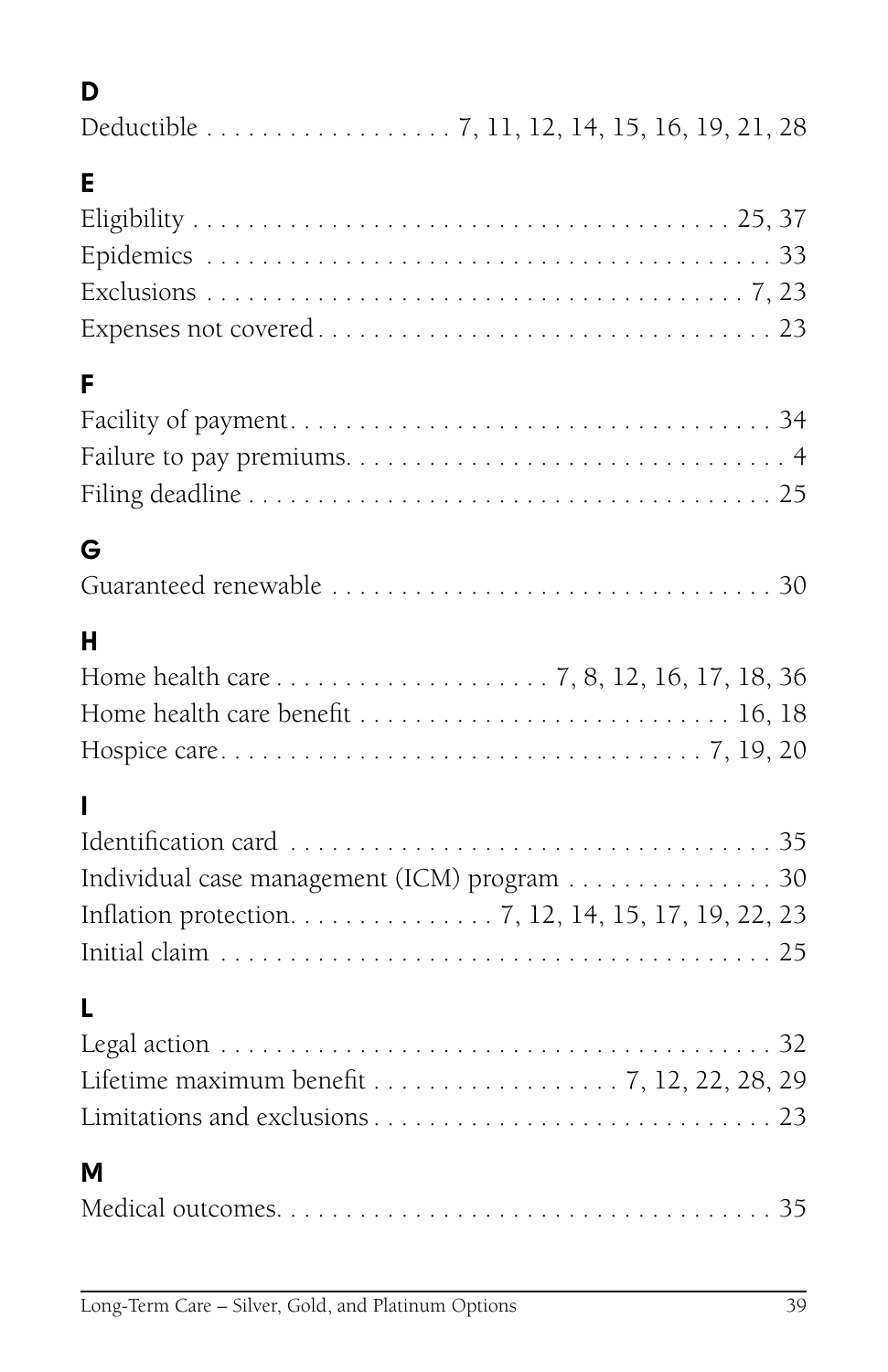## D

Deductible . . . . . . . . . . . . . . . . . . 7, 11, 12, 14, 15, 16, 19, 21, 28

## E

Eligibility . . . . . . . . . . . . . . . . . . . . . . . . . . . . . . . . . . . . . 25, 37
Epidemics . . . . . . . . . . . . . . . . . . . . . . . . . . . . . . . . . . . . . . . 33
Exclusions . . . . . . . . . . . . . . . . . . . . . . . . . . . . . . . . . . . . . 7, 23
Expenses not covered . . . . . . . . . . . . . . . . . . . . . . . . . . . . . . . . 23

## F

Facility of payment. . . . . . . . . . . . . . . . . . . . . . . . . . . . . . . . . 34
Failure to pay premiums. . . . . . . . . . . . . . . . . . . . . . . . . . . . . . 4
Filing deadline . . . . . . . . . . . . . . . . . . . . . . . . . . . . . . . . . . . 25

## G

Guaranteed renewable . . . . . . . . . . . . . . . . . . . . . . . . . . . . . . . 30

## H

Home health care . . . . . . . . . . . . . . . . . . . . 7, 8, 12, 16, 17, 18, 36
Home health care benefit . . . . . . . . . . . . . . . . . . . . . . . . . . 16, 18
Hospice care. . . . . . . . . . . . . . . . . . . . . . . . . . . . . . . . . 7, 19, 20

## I

Identification card . . . . . . . . . . . . . . . . . . . . . . . . . . . . . . . . . 35
Individual case management (ICM) program . . . . . . . . . . . . . . . 30
Inflation protection. . . . . . . . . . . . . . . 7, 12, 14, 15, 17, 19, 22, 23
Initial claim . . . . . . . . . . . . . . . . . . . . . . . . . . . . . . . . . . . . . . 25

## L

Legal action . . . . . . . . . . . . . . . . . . . . . . . . . . . . . . . . . . . . . 32
Lifetime maximum benefit . . . . . . . . . . . . . . . . . . 7, 12, 22, 28, 29
Limitations and exclusions . . . . . . . . . . . . . . . . . . . . . . . . . . . . 23

## M

Medical outcomes. . . . . . . . . . . . . . . . . . . . . . . . . . . . . . . . . . . 35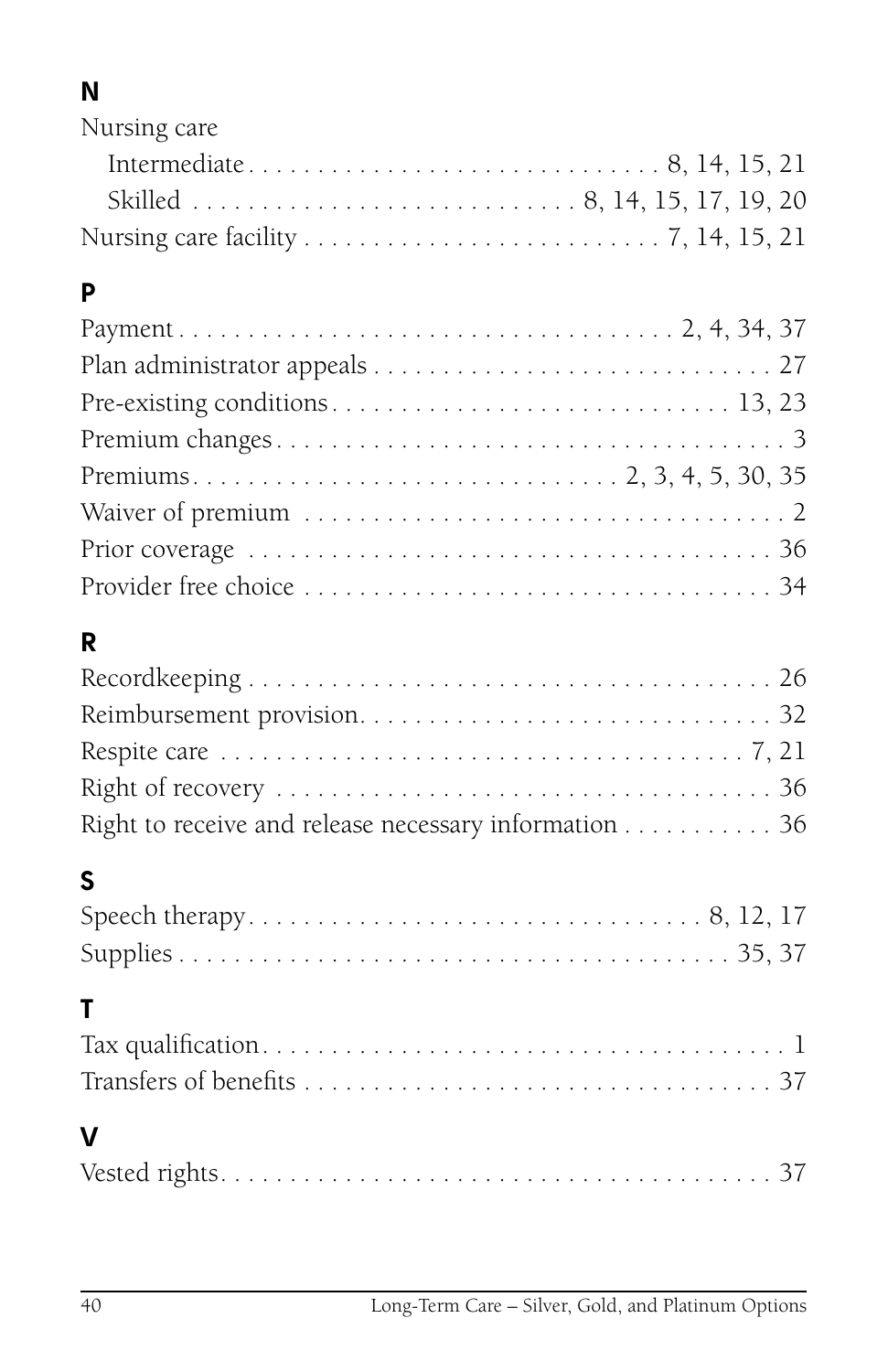## N

Nursing care

- Intermediate . . . . . . . . . . 8, 14, 15, 21
- Skilled . . . . . . . . . . 8, 14, 15, 17, 19, 20

Nursing care facility . . . . . . . . . . 7, 14, 15, 21

## P

Payment . . . . . . . . . . 2, 4, 34, 37

Plan administrator appeals . . . . . . . . . . 27

Pre-existing conditions . . . . . . . . . . 13, 23

Premium changes . . . . . . . . . . 3

Premiums . . . . . . . . . . 2, 3, 4, 5, 30, 35

Waiver of premium . . . . . . . . . . 2

Prior coverage . . . . . . . . . . 36

Provider free choice . . . . . . . . . . 34

## R

Recordkeeping . . . . . . . . . . 26

Reimbursement provision . . . . . . . . . . 32

Respite care . . . . . . . . . . 7, 21

Right of recovery . . . . . . . . . . 36

Right to receive and release necessary information . . . . . . . . . . 36

## S

Speech therapy . . . . . . . . . . 8, 12, 17

Supplies . . . . . . . . . . 35, 37

## T

Tax qualification . . . . . . . . . . 1

Transfers of benefits . . . . . . . . . . 37

## V

Vested rights . . . . . . . . . . 37